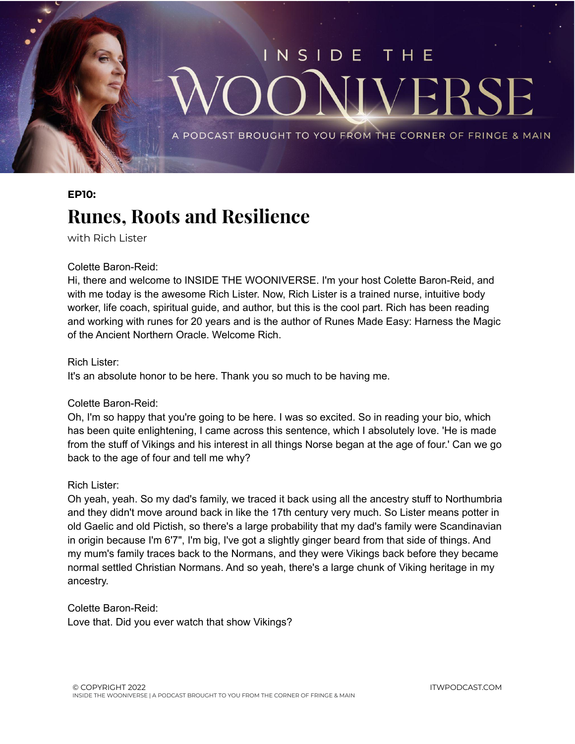# INSIDE THE WOONIVERSE

A PODCAST BROUGHT TO YOU FROM THE CORNER OF FRINGE & MAIN

**EP10:**

## Runes, Roots and Resilience

with Rich Lister

Colette Baron-Reid:
Hi, there and welcome to INSIDE THE WOONIVERSE. I'm your host Colette Baron-Reid, and with me today is the awesome Rich Lister. Now, Rich Lister is a trained nurse, intuitive body worker, life coach, spiritual guide, and author, but this is the cool part. Rich has been reading and working with runes for 20 years and is the author of Runes Made Easy: Harness the Magic of the Ancient Northern Oracle. Welcome Rich.

Rich Lister:
It's an absolute honor to be here. Thank you so much to be having me.

Colette Baron-Reid:
Oh, I'm so happy that you're going to be here. I was so excited. So in reading your bio, which has been quite enlightening, I came across this sentence, which I absolutely love. 'He is made from the stuff of Vikings and his interest in all things Norse began at the age of four.' Can we go back to the age of four and tell me why?

Rich Lister:
Oh yeah, yeah. So my dad's family, we traced it back using all the ancestry stuff to Northumbria and they didn't move around back in like the 17th century very much. So Lister means potter in old Gaelic and old Pictish, so there's a large probability that my dad's family were Scandinavian in origin because I'm 6'7", I'm big, I've got a slightly ginger beard from that side of things. And my mum's family traces back to the Normans, and they were Vikings back before they became normal settled Christian Normans. And so yeah, there's a large chunk of Viking heritage in my ancestry.

Colette Baron-Reid:
Love that. Did you ever watch that show Vikings?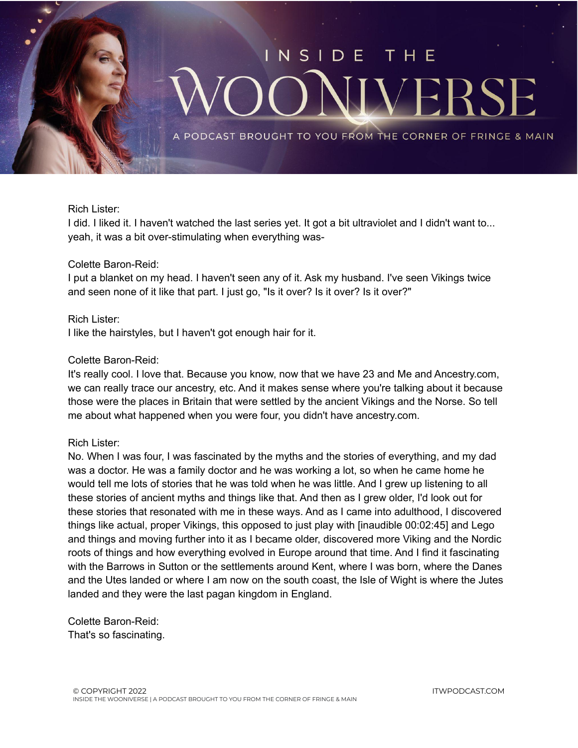Rich Lister:
I did. I liked it. I haven't watched the last series yet. It got a bit ultraviolet and I didn't want to... yeah, it was a bit over-stimulating when everything was-

Colette Baron-Reid:
I put a blanket on my head. I haven't seen any of it. Ask my husband. I've seen Vikings twice and seen none of it like that part. I just go, "Is it over? Is it over? Is it over?"

Rich Lister:
I like the hairstyles, but I haven't got enough hair for it.

Colette Baron-Reid:
It's really cool. I love that. Because you know, now that we have 23 and Me and Ancestry.com, we can really trace our ancestry, etc. And it makes sense where you're talking about it because those were the places in Britain that were settled by the ancient Vikings and the Norse. So tell me about what happened when you were four, you didn't have ancestry.com.

Rich Lister:
No. When I was four, I was fascinated by the myths and the stories of everything, and my dad was a doctor. He was a family doctor and he was working a lot, so when he came home he would tell me lots of stories that he was told when he was little. And I grew up listening to all these stories of ancient myths and things like that. And then as I grew older, I'd look out for these stories that resonated with me in these ways. And as I came into adulthood, I discovered things like actual, proper Vikings, this opposed to just play with [inaudible 00:02:45] and Lego and things and moving further into it as I became older, discovered more Viking and the Nordic roots of things and how everything evolved in Europe around that time. And I find it fascinating with the Barrows in Sutton or the settlements around Kent, where I was born, where the Danes and the Utes landed or where I am now on the south coast, the Isle of Wight is where the Jutes landed and they were the last pagan kingdom in England.

Colette Baron-Reid:
That's so fascinating.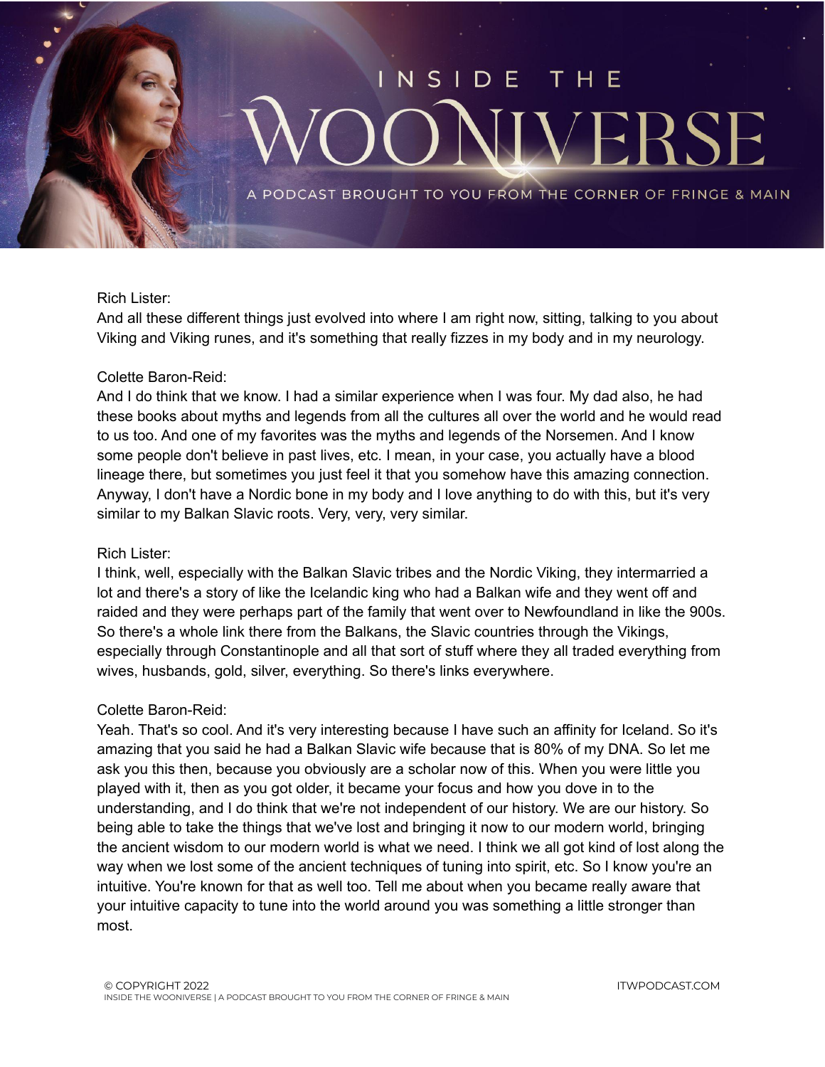Rich Lister:
And all these different things just evolved into where I am right now, sitting, talking to you about Viking and Viking runes, and it's something that really fizzes in my body and in my neurology.

Colette Baron-Reid:
And I do think that we know. I had a similar experience when I was four. My dad also, he had these books about myths and legends from all the cultures all over the world and he would read to us too. And one of my favorites was the myths and legends of the Norsemen. And I know some people don't believe in past lives, etc. I mean, in your case, you actually have a blood lineage there, but sometimes you just feel it that you somehow have this amazing connection. Anyway, I don't have a Nordic bone in my body and I love anything to do with this, but it's very similar to my Balkan Slavic roots. Very, very, very similar.

Rich Lister:
I think, well, especially with the Balkan Slavic tribes and the Nordic Viking, they intermarried a lot and there's a story of like the Icelandic king who had a Balkan wife and they went off and raided and they were perhaps part of the family that went over to Newfoundland in like the 900s. So there's a whole link there from the Balkans, the Slavic countries through the Vikings, especially through Constantinople and all that sort of stuff where they all traded everything from wives, husbands, gold, silver, everything. So there's links everywhere.

Colette Baron-Reid:
Yeah. That's so cool. And it's very interesting because I have such an affinity for Iceland. So it's amazing that you said he had a Balkan Slavic wife because that is 80% of my DNA. So let me ask you this then, because you obviously are a scholar now of this. When you were little you played with it, then as you got older, it became your focus and how you dove in to the understanding, and I do think that we're not independent of our history. We are our history. So being able to take the things that we've lost and bringing it now to our modern world, bringing the ancient wisdom to our modern world is what we need. I think we all got kind of lost along the way when we lost some of the ancient techniques of tuning into spirit, etc. So I know you're an intuitive. You're known for that as well too. Tell me about when you became really aware that your intuitive capacity to tune into the world around you was something a little stronger than most.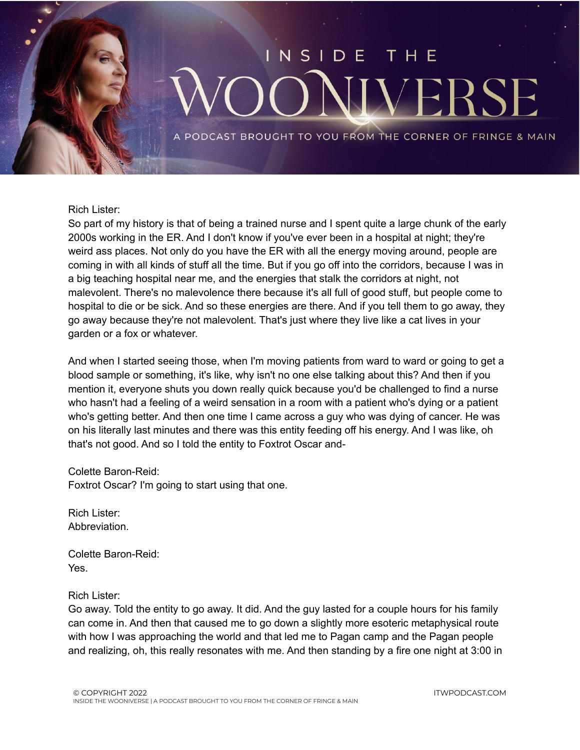Rich Lister:
So part of my history is that of being a trained nurse and I spent quite a large chunk of the early 2000s working in the ER. And I don't know if you've ever been in a hospital at night; they're weird ass places. Not only do you have the ER with all the energy moving around, people are coming in with all kinds of stuff all the time. But if you go off into the corridors, because I was in a big teaching hospital near me, and the energies that stalk the corridors at night, not malevolent. There's no malevolence there because it's all full of good stuff, but people come to hospital to die or be sick. And so these energies are there. And if you tell them to go away, they go away because they're not malevolent. That's just where they live like a cat lives in your garden or a fox or whatever.

And when I started seeing those, when I'm moving patients from ward to ward or going to get a blood sample or something, it's like, why isn't no one else talking about this? And then if you mention it, everyone shuts you down really quick because you'd be challenged to find a nurse who hasn't had a feeling of a weird sensation in a room with a patient who's dying or a patient who's getting better. And then one time I came across a guy who was dying of cancer. He was on his literally last minutes and there was this entity feeding off his energy. And I was like, oh that's not good. And so I told the entity to Foxtrot Oscar and-

Colette Baron-Reid:
Foxtrot Oscar? I'm going to start using that one.

Rich Lister:
Abbreviation.

Colette Baron-Reid:
Yes.

Rich Lister:
Go away. Told the entity to go away. It did. And the guy lasted for a couple hours for his family can come in. And then that caused me to go down a slightly more esoteric metaphysical route with how I was approaching the world and that led me to Pagan camp and the Pagan people and realizing, oh, this really resonates with me. And then standing by a fire one night at 3:00 in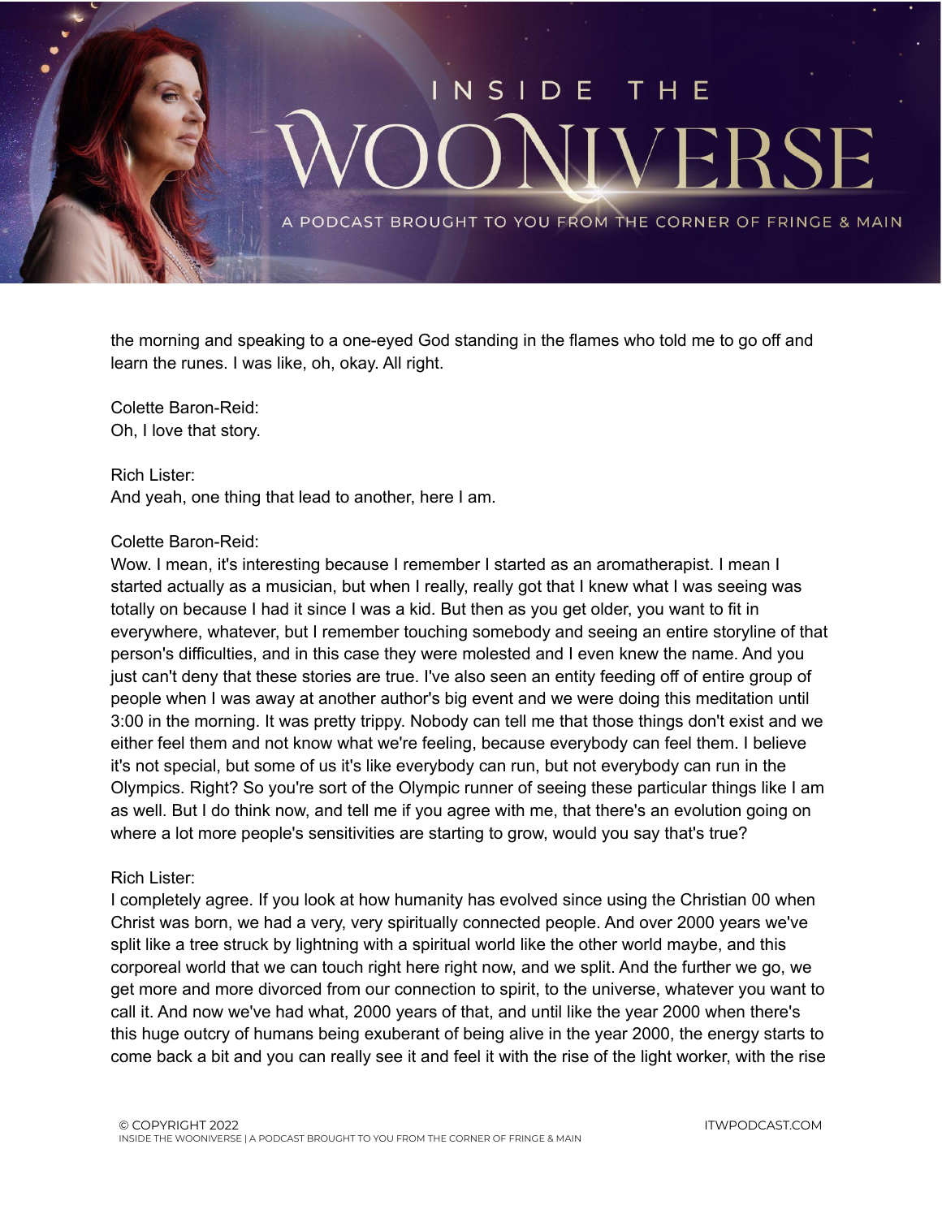the morning and speaking to a one-eyed God standing in the flames who told me to go off and learn the runes. I was like, oh, okay. All right.

Colette Baron-Reid:
Oh, I love that story.

Rich Lister:
And yeah, one thing that lead to another, here I am.

Colette Baron-Reid:
Wow. I mean, it's interesting because I remember I started as an aromatherapist. I mean I started actually as a musician, but when I really, really got that I knew what I was seeing was totally on because I had it since I was a kid. But then as you get older, you want to fit in everywhere, whatever, but I remember touching somebody and seeing an entire storyline of that person's difficulties, and in this case they were molested and I even knew the name. And you just can't deny that these stories are true. I've also seen an entity feeding off of entire group of people when I was away at another author's big event and we were doing this meditation until 3:00 in the morning. It was pretty trippy. Nobody can tell me that those things don't exist and we either feel them and not know what we're feeling, because everybody can feel them. I believe it's not special, but some of us it's like everybody can run, but not everybody can run in the Olympics. Right? So you're sort of the Olympic runner of seeing these particular things like I am as well. But I do think now, and tell me if you agree with me, that there's an evolution going on where a lot more people's sensitivities are starting to grow, would you say that's true?

Rich Lister:
I completely agree. If you look at how humanity has evolved since using the Christian 00 when Christ was born, we had a very, very spiritually connected people. And over 2000 years we've split like a tree struck by lightning with a spiritual world like the other world maybe, and this corporeal world that we can touch right here right now, and we split. And the further we go, we get more and more divorced from our connection to spirit, to the universe, whatever you want to call it. And now we've had what, 2000 years of that, and until like the year 2000 when there's this huge outcry of humans being exuberant of being alive in the year 2000, the energy starts to come back a bit and you can really see it and feel it with the rise of the light worker, with the rise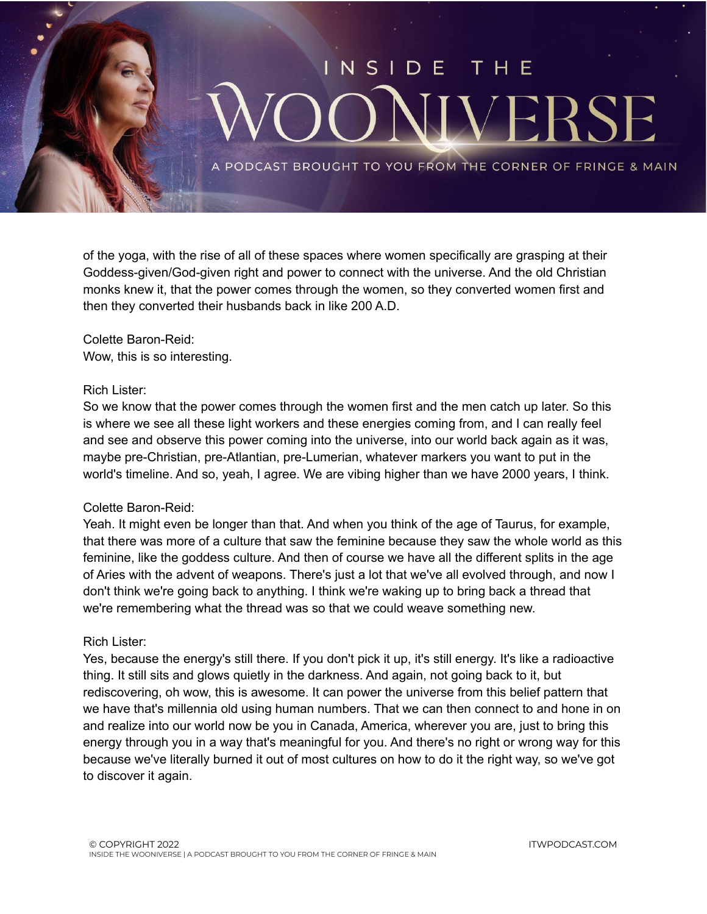of the yoga, with the rise of all of these spaces where women specifically are grasping at their Goddess-given/God-given right and power to connect with the universe. And the old Christian monks knew it, that the power comes through the women, so they converted women first and then they converted their husbands back in like 200 A.D.

Colette Baron-Reid:
Wow, this is so interesting.

Rich Lister:
So we know that the power comes through the women first and the men catch up later. So this is where we see all these light workers and these energies coming from, and I can really feel and see and observe this power coming into the universe, into our world back again as it was, maybe pre-Christian, pre-Atlantian, pre-Lumerian, whatever markers you want to put in the world's timeline. And so, yeah, I agree. We are vibing higher than we have 2000 years, I think.

Colette Baron-Reid:
Yeah. It might even be longer than that. And when you think of the age of Taurus, for example, that there was more of a culture that saw the feminine because they saw the whole world as this feminine, like the goddess culture. And then of course we have all the different splits in the age of Aries with the advent of weapons. There's just a lot that we've all evolved through, and now I don't think we're going back to anything. I think we're waking up to bring back a thread that we're remembering what the thread was so that we could weave something new.

Rich Lister:
Yes, because the energy's still there. If you don't pick it up, it's still energy. It's like a radioactive thing. It still sits and glows quietly in the darkness. And again, not going back to it, but rediscovering, oh wow, this is awesome. It can power the universe from this belief pattern that we have that's millennia old using human numbers. That we can then connect to and hone in on and realize into our world now be you in Canada, America, wherever you are, just to bring this energy through you in a way that's meaningful for you. And there's no right or wrong way for this because we've literally burned it out of most cultures on how to do it the right way, so we've got to discover it again.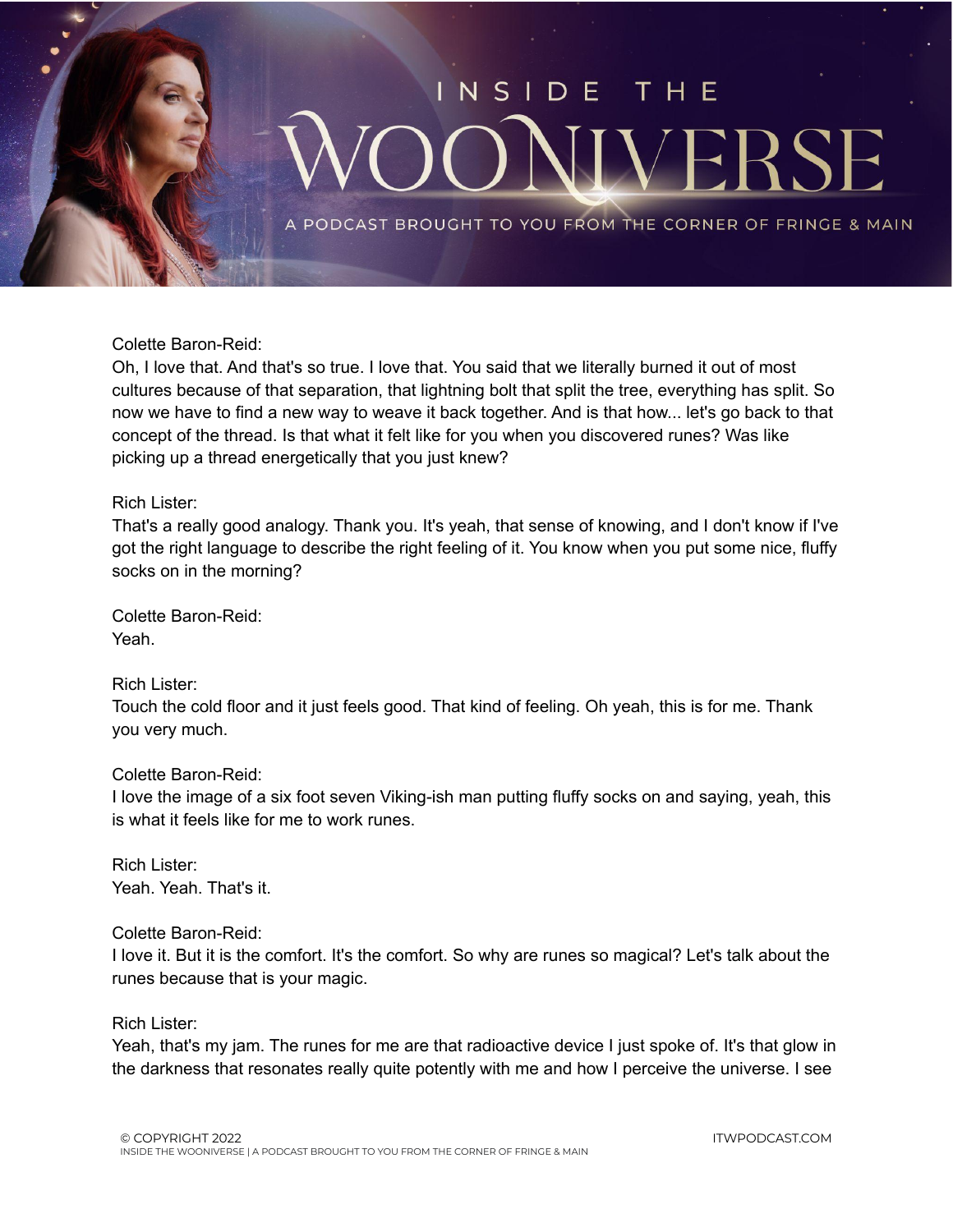Colette Baron-Reid:
Oh, I love that. And that's so true. I love that. You said that we literally burned it out of most cultures because of that separation, that lightning bolt that split the tree, everything has split. So now we have to find a new way to weave it back together. And is that how... let's go back to that concept of the thread. Is that what it felt like for you when you discovered runes? Was like picking up a thread energetically that you just knew?

Rich Lister:
That's a really good analogy. Thank you. It's yeah, that sense of knowing, and I don't know if I've got the right language to describe the right feeling of it. You know when you put some nice, fluffy socks on in the morning?

Colette Baron-Reid:
Yeah.

Rich Lister:
Touch the cold floor and it just feels good. That kind of feeling. Oh yeah, this is for me. Thank you very much.

Colette Baron-Reid:
I love the image of a six foot seven Viking-ish man putting fluffy socks on and saying, yeah, this is what it feels like for me to work runes.

Rich Lister:
Yeah. Yeah. That's it.

Colette Baron-Reid:
I love it. But it is the comfort. It's the comfort. So why are runes so magical? Let's talk about the runes because that is your magic.

Rich Lister:
Yeah, that's my jam. The runes for me are that radioactive device I just spoke of. It's that glow in the darkness that resonates really quite potently with me and how I perceive the universe. I see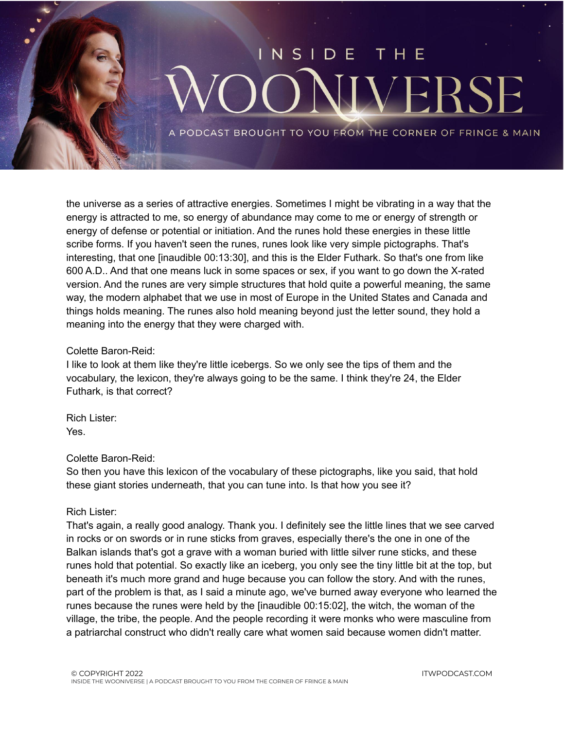the universe as a series of attractive energies. Sometimes I might be vibrating in a way that the energy is attracted to me, so energy of abundance may come to me or energy of strength or energy of defense or potential or initiation. And the runes hold these energies in these little scribe forms. If you haven't seen the runes, runes look like very simple pictographs. That's interesting, that one [inaudible 00:13:30], and this is the Elder Futhark. So that's one from like 600 A.D.. And that one means luck in some spaces or sex, if you want to go down the X-rated version. And the runes are very simple structures that hold quite a powerful meaning, the same way, the modern alphabet that we use in most of Europe in the United States and Canada and things holds meaning. The runes also hold meaning beyond just the letter sound, they hold a meaning into the energy that they were charged with.

Colette Baron-Reid:
I like to look at them like they're little icebergs. So we only see the tips of them and the vocabulary, the lexicon, they're always going to be the same. I think they're 24, the Elder Futhark, is that correct?

Rich Lister:
Yes.

Colette Baron-Reid:
So then you have this lexicon of the vocabulary of these pictographs, like you said, that hold these giant stories underneath, that you can tune into. Is that how you see it?

Rich Lister:
That's again, a really good analogy. Thank you. I definitely see the little lines that we see carved in rocks or on swords or in rune sticks from graves, especially there's the one in one of the Balkan islands that's got a grave with a woman buried with little silver rune sticks, and these runes hold that potential. So exactly like an iceberg, you only see the tiny little bit at the top, but beneath it's much more grand and huge because you can follow the story. And with the runes, part of the problem is that, as I said a minute ago, we've burned away everyone who learned the runes because the runes were held by the [inaudible 00:15:02], the witch, the woman of the village, the tribe, the people. And the people recording it were monks who were masculine from a patriarchal construct who didn't really care what women said because women didn't matter.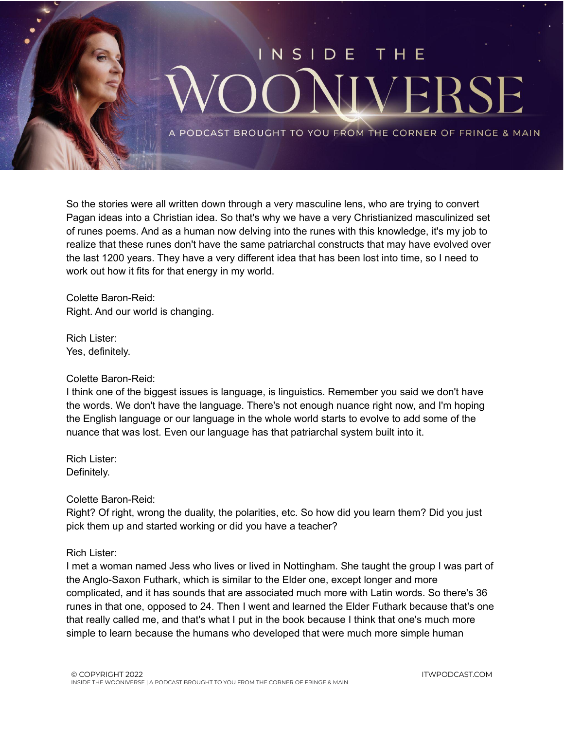So the stories were all written down through a very masculine lens, who are trying to convert Pagan ideas into a Christian idea. So that's why we have a very Christianized masculinized set of runes poems. And as a human now delving into the runes with this knowledge, it's my job to realize that these runes don't have the same patriarchal constructs that may have evolved over the last 1200 years. They have a very different idea that has been lost into time, so I need to work out how it fits for that energy in my world.

Colette Baron-Reid:
Right. And our world is changing.

Rich Lister:
Yes, definitely.

Colette Baron-Reid:
I think one of the biggest issues is language, is linguistics. Remember you said we don't have the words. We don't have the language. There's not enough nuance right now, and I'm hoping the English language or our language in the whole world starts to evolve to add some of the nuance that was lost. Even our language has that patriarchal system built into it.

Rich Lister:
Definitely.

Colette Baron-Reid:
Right? Of right, wrong the duality, the polarities, etc. So how did you learn them? Did you just pick them up and started working or did you have a teacher?

Rich Lister:
I met a woman named Jess who lives or lived in Nottingham. She taught the group I was part of the Anglo-Saxon Futhark, which is similar to the Elder one, except longer and more complicated, and it has sounds that are associated much more with Latin words. So there's 36 runes in that one, opposed to 24. Then I went and learned the Elder Futhark because that's one that really called me, and that's what I put in the book because I think that one's much more simple to learn because the humans who developed that were much more simple human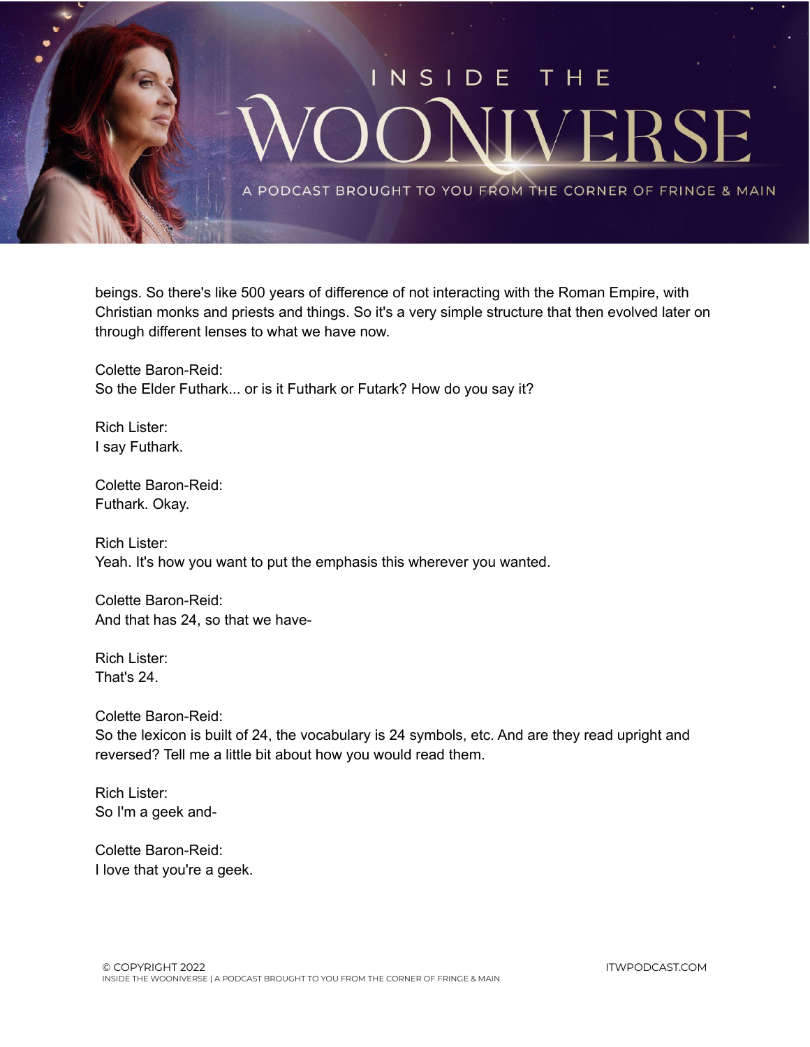beings. So there's like 500 years of difference of not interacting with the Roman Empire, with Christian monks and priests and things. So it's a very simple structure that then evolved later on through different lenses to what we have now.

Colette Baron-Reid:
So the Elder Futhark... or is it Futhark or Futark? How do you say it?

Rich Lister:
I say Futhark.

Colette Baron-Reid:
Futhark. Okay.

Rich Lister:
Yeah. It's how you want to put the emphasis this wherever you wanted.

Colette Baron-Reid:
And that has 24, so that we have-

Rich Lister:
That's 24.

Colette Baron-Reid:
So the lexicon is built of 24, the vocabulary is 24 symbols, etc. And are they read upright and reversed? Tell me a little bit about how you would read them.

Rich Lister:
So I'm a geek and-

Colette Baron-Reid:
I love that you're a geek.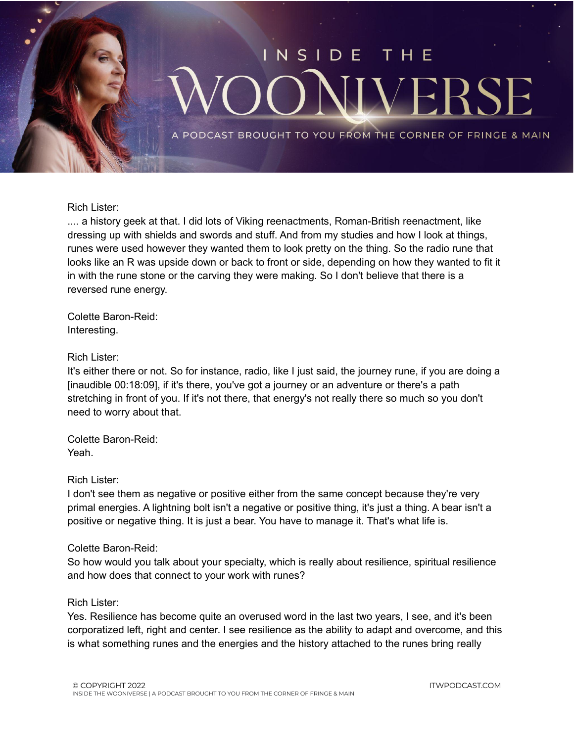Rich Lister:
.... a history geek at that. I did lots of Viking reenactments, Roman-British reenactment, like dressing up with shields and swords and stuff. And from my studies and how I look at things, runes were used however they wanted them to look pretty on the thing. So the radio rune that looks like an R was upside down or back to front or side, depending on how they wanted to fit it in with the rune stone or the carving they were making. So I don't believe that there is a reversed rune energy.

Colette Baron-Reid:
Interesting.

Rich Lister:
It's either there or not. So for instance, radio, like I just said, the journey rune, if you are doing a [inaudible 00:18:09], if it's there, you've got a journey or an adventure or there's a path stretching in front of you. If it's not there, that energy's not really there so much so you don't need to worry about that.

Colette Baron-Reid:
Yeah.

Rich Lister:
I don't see them as negative or positive either from the same concept because they're very primal energies. A lightning bolt isn't a negative or positive thing, it's just a thing. A bear isn't a positive or negative thing. It is just a bear. You have to manage it. That's what life is.

Colette Baron-Reid:
So how would you talk about your specialty, which is really about resilience, spiritual resilience and how does that connect to your work with runes?

Rich Lister:
Yes. Resilience has become quite an overused word in the last two years, I see, and it's been corporatized left, right and center. I see resilience as the ability to adapt and overcome, and this is what something runes and the energies and the history attached to the runes bring really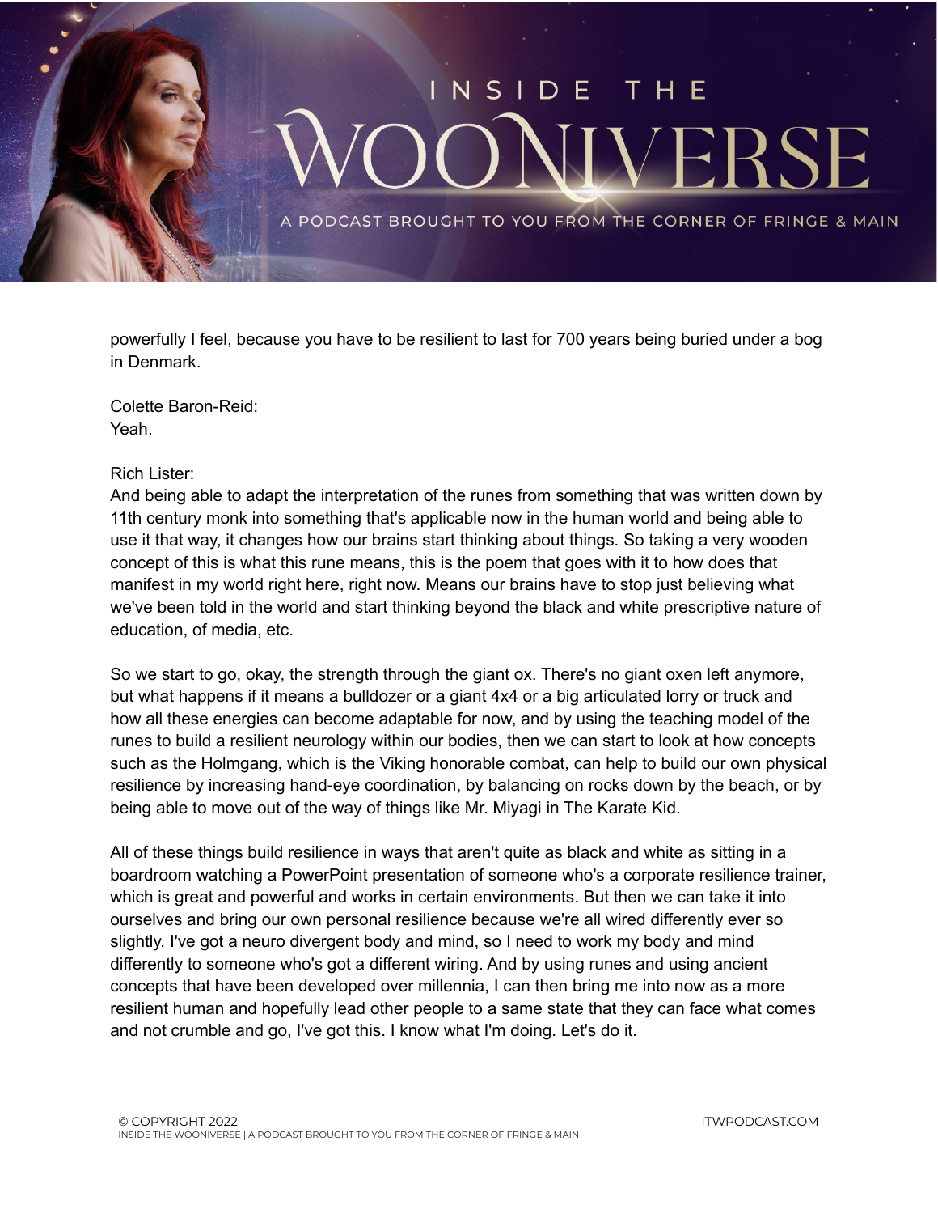powerfully I feel, because you have to be resilient to last for 700 years being buried under a bog in Denmark.

Colette Baron-Reid:
Yeah.

Rich Lister:
And being able to adapt the interpretation of the runes from something that was written down by 11th century monk into something that's applicable now in the human world and being able to use it that way, it changes how our brains start thinking about things. So taking a very wooden concept of this is what this rune means, this is the poem that goes with it to how does that manifest in my world right here, right now. Means our brains have to stop just believing what we've been told in the world and start thinking beyond the black and white prescriptive nature of education, of media, etc.

So we start to go, okay, the strength through the giant ox. There's no giant oxen left anymore, but what happens if it means a bulldozer or a giant 4x4 or a big articulated lorry or truck and how all these energies can become adaptable for now, and by using the teaching model of the runes to build a resilient neurology within our bodies, then we can start to look at how concepts such as the Holmgang, which is the Viking honorable combat, can help to build our own physical resilience by increasing hand-eye coordination, by balancing on rocks down by the beach, or by being able to move out of the way of things like Mr. Miyagi in The Karate Kid.

All of these things build resilience in ways that aren't quite as black and white as sitting in a boardroom watching a PowerPoint presentation of someone who's a corporate resilience trainer, which is great and powerful and works in certain environments. But then we can take it into ourselves and bring our own personal resilience because we're all wired differently ever so slightly. I've got a neuro divergent body and mind, so I need to work my body and mind differently to someone who's got a different wiring. And by using runes and using ancient concepts that have been developed over millennia, I can then bring me into now as a more resilient human and hopefully lead other people to a same state that they can face what comes and not crumble and go, I've got this. I know what I'm doing. Let's do it.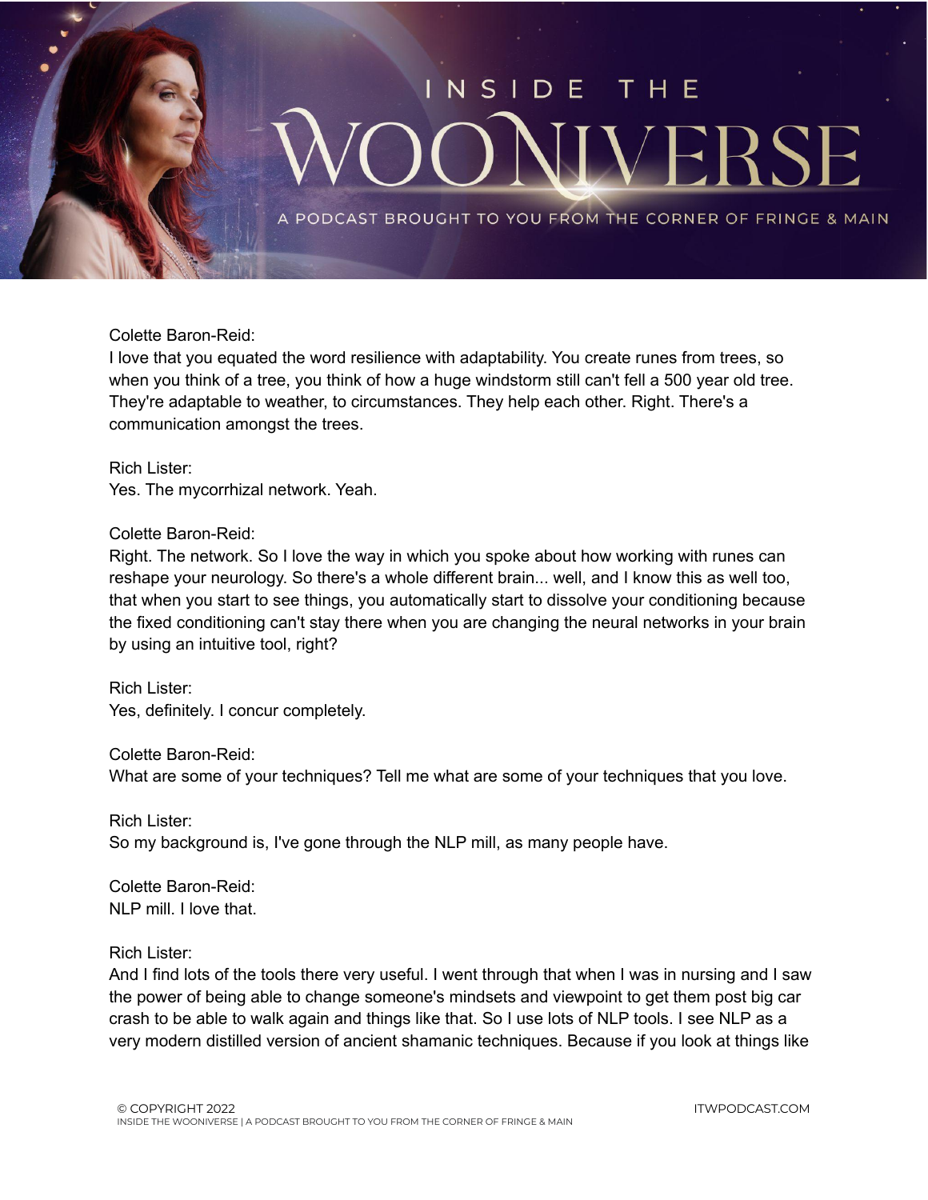Colette Baron-Reid:
I love that you equated the word resilience with adaptability. You create runes from trees, so when you think of a tree, you think of how a huge windstorm still can't fell a 500 year old tree. They're adaptable to weather, to circumstances. They help each other. Right. There's a communication amongst the trees.

Rich Lister:
Yes. The mycorrhizal network. Yeah.

Colette Baron-Reid:
Right. The network. So I love the way in which you spoke about how working with runes can reshape your neurology. So there's a whole different brain... well, and I know this as well too, that when you start to see things, you automatically start to dissolve your conditioning because the fixed conditioning can't stay there when you are changing the neural networks in your brain by using an intuitive tool, right?

Rich Lister:
Yes, definitely. I concur completely.

Colette Baron-Reid:
What are some of your techniques? Tell me what are some of your techniques that you love.

Rich Lister:
So my background is, I've gone through the NLP mill, as many people have.

Colette Baron-Reid:
NLP mill. I love that.

Rich Lister:
And I find lots of the tools there very useful. I went through that when I was in nursing and I saw the power of being able to change someone's mindsets and viewpoint to get them post big car crash to be able to walk again and things like that. So I use lots of NLP tools. I see NLP as a very modern distilled version of ancient shamanic techniques. Because if you look at things like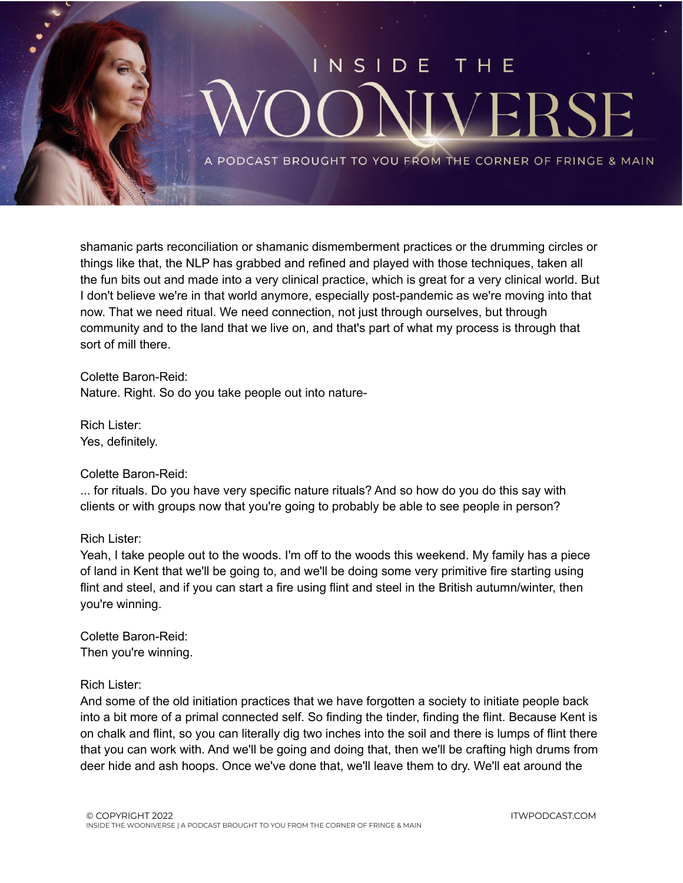shamanic parts reconciliation or shamanic dismemberment practices or the drumming circles or things like that, the NLP has grabbed and refined and played with those techniques, taken all the fun bits out and made into a very clinical practice, which is great for a very clinical world. But I don't believe we're in that world anymore, especially post-pandemic as we're moving into that now. That we need ritual. We need connection, not just through ourselves, but through community and to the land that we live on, and that's part of what my process is through that sort of mill there.

Colette Baron-Reid:
Nature. Right. So do you take people out into nature-

Rich Lister:
Yes, definitely.

Colette Baron-Reid:
... for rituals. Do you have very specific nature rituals? And so how do you do this say with clients or with groups now that you're going to probably be able to see people in person?

Rich Lister:
Yeah, I take people out to the woods. I'm off to the woods this weekend. My family has a piece of land in Kent that we'll be going to, and we'll be doing some very primitive fire starting using flint and steel, and if you can start a fire using flint and steel in the British autumn/winter, then you're winning.

Colette Baron-Reid:
Then you're winning.

Rich Lister:
And some of the old initiation practices that we have forgotten a society to initiate people back into a bit more of a primal connected self. So finding the tinder, finding the flint. Because Kent is on chalk and flint, so you can literally dig two inches into the soil and there is lumps of flint there that you can work with. And we'll be going and doing that, then we'll be crafting high drums from deer hide and ash hoops. Once we've done that, we'll leave them to dry. We'll eat around the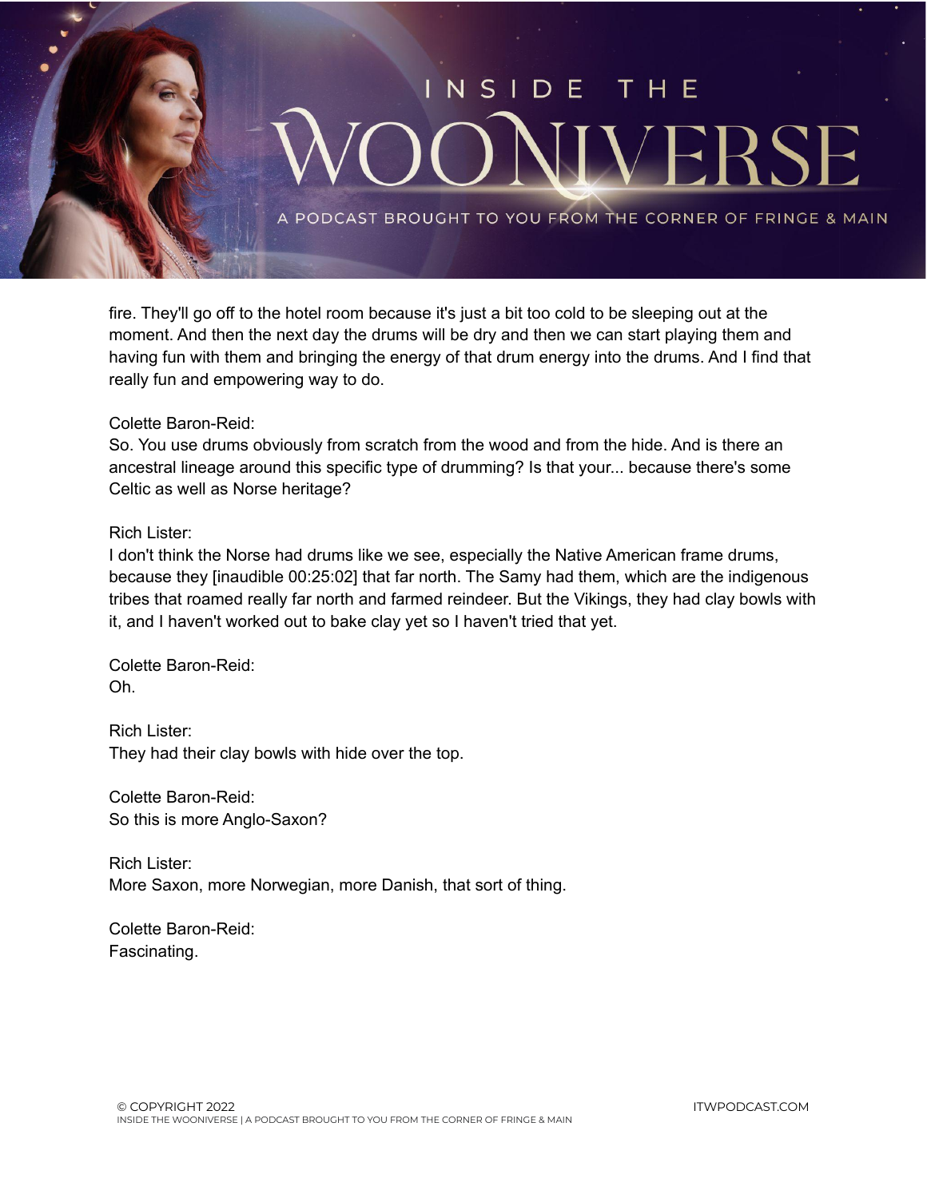fire. They'll go off to the hotel room because it's just a bit too cold to be sleeping out at the moment. And then the next day the drums will be dry and then we can start playing them and having fun with them and bringing the energy of that drum energy into the drums. And I find that really fun and empowering way to do.

Colette Baron-Reid:
So. You use drums obviously from scratch from the wood and from the hide. And is there an ancestral lineage around this specific type of drumming? Is that your... because there's some Celtic as well as Norse heritage?

Rich Lister:
I don't think the Norse had drums like we see, especially the Native American frame drums, because they [inaudible 00:25:02] that far north. The Samy had them, which are the indigenous tribes that roamed really far north and farmed reindeer. But the Vikings, they had clay bowls with it, and I haven't worked out to bake clay yet so I haven't tried that yet.

Colette Baron-Reid:
Oh.

Rich Lister:
They had their clay bowls with hide over the top.

Colette Baron-Reid:
So this is more Anglo-Saxon?

Rich Lister:
More Saxon, more Norwegian, more Danish, that sort of thing.

Colette Baron-Reid:
Fascinating.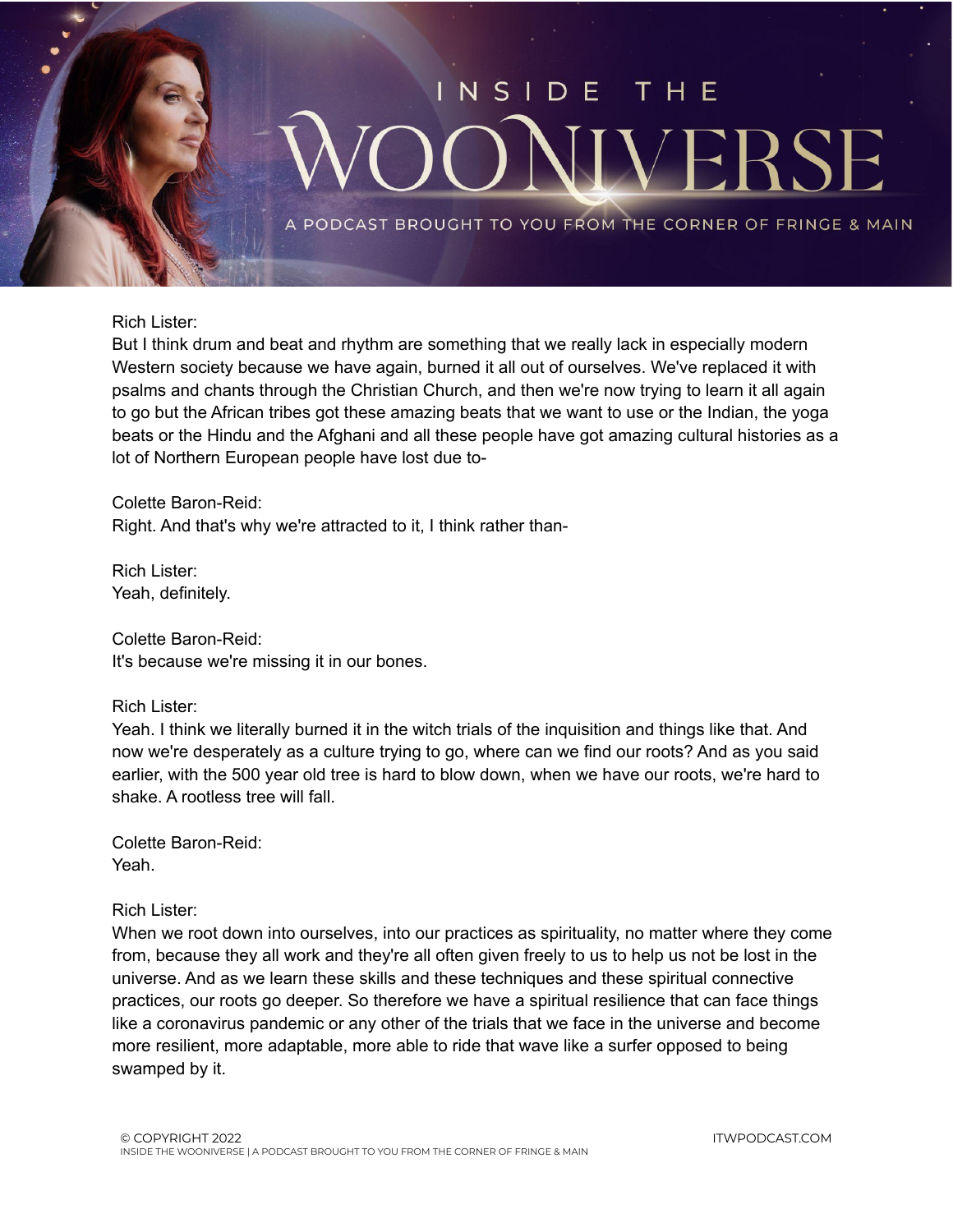Rich Lister:
But I think drum and beat and rhythm are something that we really lack in especially modern Western society because we have again, burned it all out of ourselves. We've replaced it with psalms and chants through the Christian Church, and then we're now trying to learn it all again to go but the African tribes got these amazing beats that we want to use or the Indian, the yoga beats or the Hindu and the Afghani and all these people have got amazing cultural histories as a lot of Northern European people have lost due to-

Colette Baron-Reid:
Right. And that's why we're attracted to it, I think rather than-

Rich Lister:
Yeah, definitely.

Colette Baron-Reid:
It's because we're missing it in our bones.

Rich Lister:
Yeah. I think we literally burned it in the witch trials of the inquisition and things like that. And now we're desperately as a culture trying to go, where can we find our roots? And as you said earlier, with the 500 year old tree is hard to blow down, when we have our roots, we're hard to shake. A rootless tree will fall.

Colette Baron-Reid:
Yeah.

Rich Lister:
When we root down into ourselves, into our practices as spirituality, no matter where they come from, because they all work and they're all often given freely to us to help us not be lost in the universe. And as we learn these skills and these techniques and these spiritual connective practices, our roots go deeper. So therefore we have a spiritual resilience that can face things like a coronavirus pandemic or any other of the trials that we face in the universe and become more resilient, more adaptable, more able to ride that wave like a surfer opposed to being swamped by it.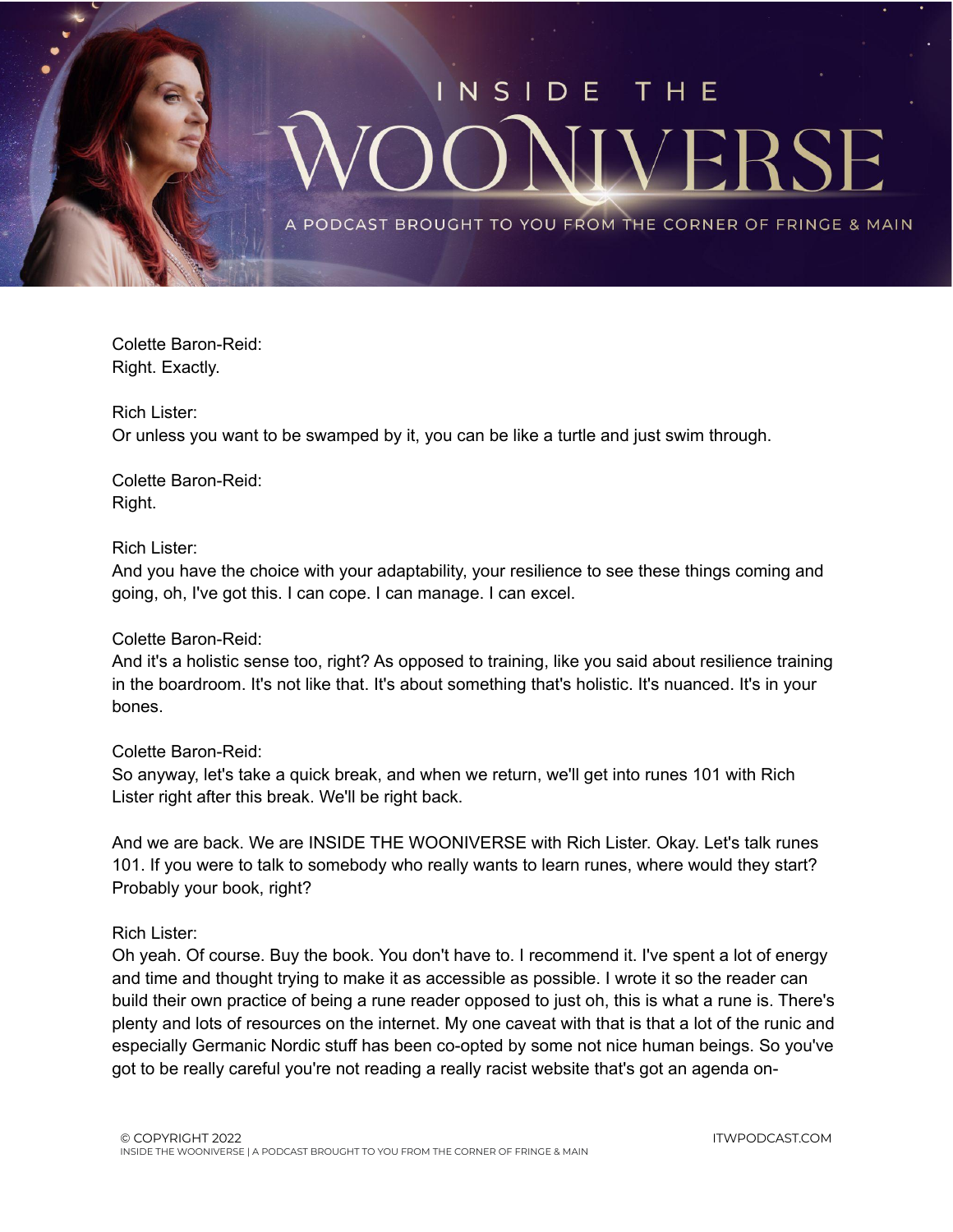Colette Baron-Reid:
Right. Exactly.

Rich Lister:
Or unless you want to be swamped by it, you can be like a turtle and just swim through.

Colette Baron-Reid:
Right.

Rich Lister:
And you have the choice with your adaptability, your resilience to see these things coming and going, oh, I've got this. I can cope. I can manage. I can excel.

Colette Baron-Reid:
And it's a holistic sense too, right? As opposed to training, like you said about resilience training in the boardroom. It's not like that. It's about something that's holistic. It's nuanced. It's in your bones.

Colette Baron-Reid:
So anyway, let's take a quick break, and when we return, we'll get into runes 101 with Rich Lister right after this break. We'll be right back.

And we are back. We are INSIDE THE WOONIVERSE with Rich Lister. Okay. Let's talk runes 101. If you were to talk to somebody who really wants to learn runes, where would they start? Probably your book, right?

Rich Lister:
Oh yeah. Of course. Buy the book. You don't have to. I recommend it. I've spent a lot of energy and time and thought trying to make it as accessible as possible. I wrote it so the reader can build their own practice of being a rune reader opposed to just oh, this is what a rune is. There's plenty and lots of resources on the internet. My one caveat with that is that a lot of the runic and especially Germanic Nordic stuff has been co-opted by some not nice human beings. So you've got to be really careful you're not reading a really racist website that's got an agenda on-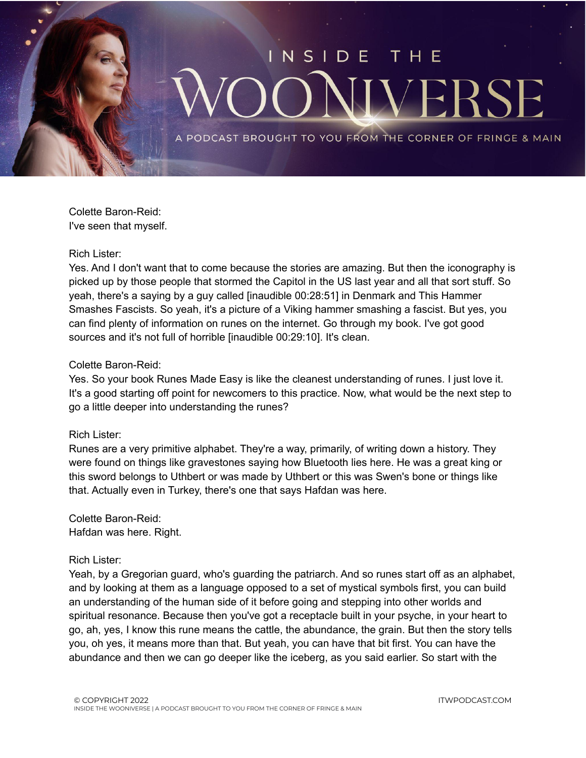Colette Baron-Reid:
I've seen that myself.

Rich Lister:
Yes. And I don't want that to come because the stories are amazing. But then the iconography is picked up by those people that stormed the Capitol in the US last year and all that sort stuff. So yeah, there's a saying by a guy called [inaudible 00:28:51] in Denmark and This Hammer Smashes Fascists. So yeah, it's a picture of a Viking hammer smashing a fascist. But yes, you can find plenty of information on runes on the internet. Go through my book. I've got good sources and it's not full of horrible [inaudible 00:29:10]. It's clean.

Colette Baron-Reid:
Yes. So your book Runes Made Easy is like the cleanest understanding of runes. I just love it. It's a good starting off point for newcomers to this practice. Now, what would be the next step to go a little deeper into understanding the runes?

Rich Lister:
Runes are a very primitive alphabet. They're a way, primarily, of writing down a history. They were found on things like gravestones saying how Bluetooth lies here. He was a great king or this sword belongs to Uthbert or was made by Uthbert or this was Swen's bone or things like that. Actually even in Turkey, there's one that says Hafdan was here.

Colette Baron-Reid:
Hafdan was here. Right.

Rich Lister:
Yeah, by a Gregorian guard, who's guarding the patriarch. And so runes start off as an alphabet, and by looking at them as a language opposed to a set of mystical symbols first, you can build an understanding of the human side of it before going and stepping into other worlds and spiritual resonance. Because then you've got a receptacle built in your psyche, in your heart to go, ah, yes, I know this rune means the cattle, the abundance, the grain. But then the story tells you, oh yes, it means more than that. But yeah, you can have that bit first. You can have the abundance and then we can go deeper like the iceberg, as you said earlier. So start with the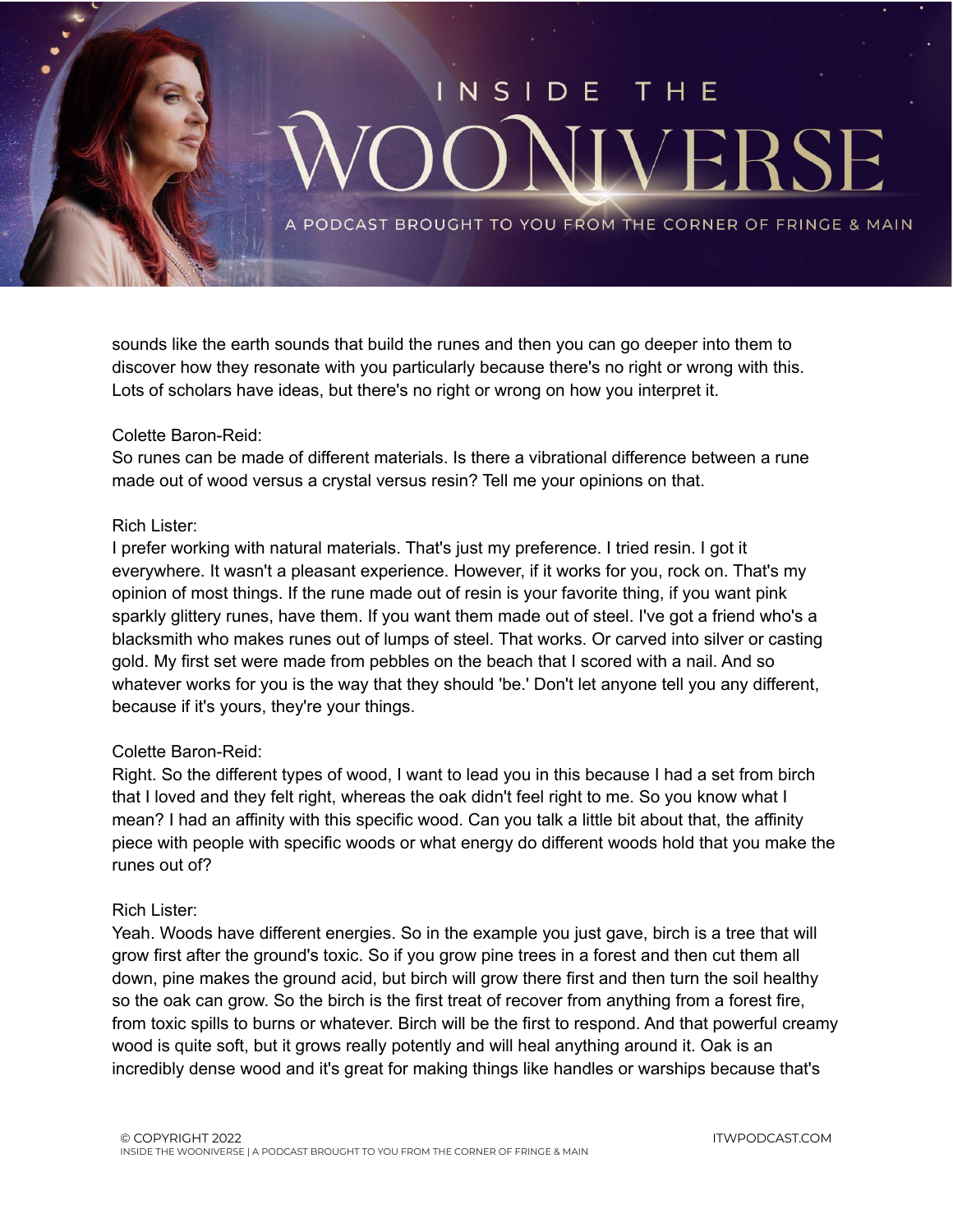sounds like the earth sounds that build the runes and then you can go deeper into them to discover how they resonate with you particularly because there's no right or wrong with this. Lots of scholars have ideas, but there's no right or wrong on how you interpret it.

Colette Baron-Reid:
So runes can be made of different materials. Is there a vibrational difference between a rune made out of wood versus a crystal versus resin? Tell me your opinions on that.

Rich Lister:
I prefer working with natural materials. That's just my preference. I tried resin. I got it everywhere. It wasn't a pleasant experience. However, if it works for you, rock on. That's my opinion of most things. If the rune made out of resin is your favorite thing, if you want pink sparkly glittery runes, have them. If you want them made out of steel. I've got a friend who's a blacksmith who makes runes out of lumps of steel. That works. Or carved into silver or casting gold. My first set were made from pebbles on the beach that I scored with a nail. And so whatever works for you is the way that they should 'be.' Don't let anyone tell you any different, because if it's yours, they're your things.

Colette Baron-Reid:
Right. So the different types of wood, I want to lead you in this because I had a set from birch that I loved and they felt right, whereas the oak didn't feel right to me. So you know what I mean? I had an affinity with this specific wood. Can you talk a little bit about that, the affinity piece with people with specific woods or what energy do different woods hold that you make the runes out of?

Rich Lister:
Yeah. Woods have different energies. So in the example you just gave, birch is a tree that will grow first after the ground's toxic. So if you grow pine trees in a forest and then cut them all down, pine makes the ground acid, but birch will grow there first and then turn the soil healthy so the oak can grow. So the birch is the first treat of recover from anything from a forest fire, from toxic spills to burns or whatever. Birch will be the first to respond. And that powerful creamy wood is quite soft, but it grows really potently and will heal anything around it. Oak is an incredibly dense wood and it's great for making things like handles or warships because that's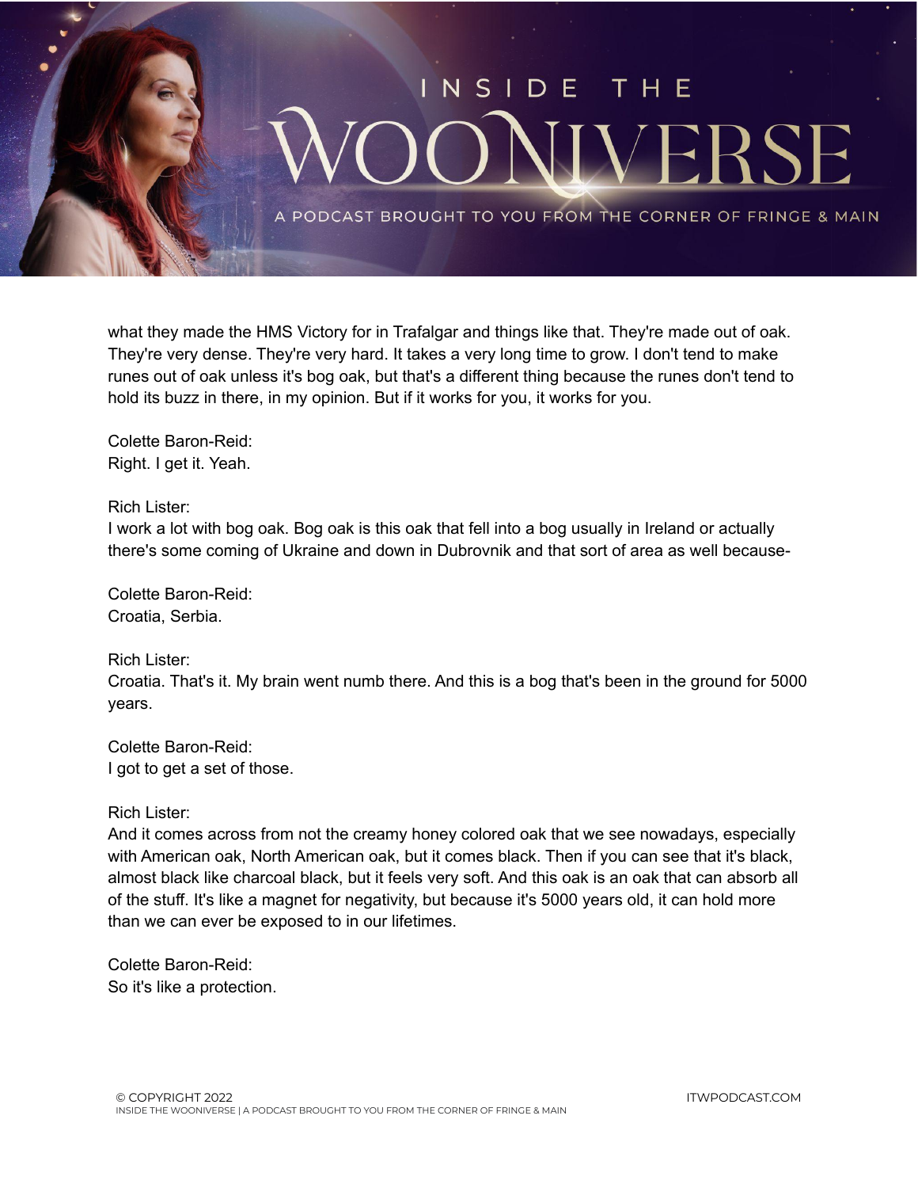what they made the HMS Victory for in Trafalgar and things like that. They're made out of oak. They're very dense. They're very hard. It takes a very long time to grow. I don't tend to make runes out of oak unless it's bog oak, but that's a different thing because the runes don't tend to hold its buzz in there, in my opinion. But if it works for you, it works for you.

Colette Baron-Reid:
Right. I get it. Yeah.

Rich Lister:
I work a lot with bog oak. Bog oak is this oak that fell into a bog usually in Ireland or actually there's some coming of Ukraine and down in Dubrovnik and that sort of area as well because-

Colette Baron-Reid:
Croatia, Serbia.

Rich Lister:
Croatia. That's it. My brain went numb there. And this is a bog that's been in the ground for 5000 years.

Colette Baron-Reid:
I got to get a set of those.

Rich Lister:
And it comes across from not the creamy honey colored oak that we see nowadays, especially with American oak, North American oak, but it comes black. Then if you can see that it's black, almost black like charcoal black, but it feels very soft. And this oak is an oak that can absorb all of the stuff. It's like a magnet for negativity, but because it's 5000 years old, it can hold more than we can ever be exposed to in our lifetimes.

Colette Baron-Reid:
So it's like a protection.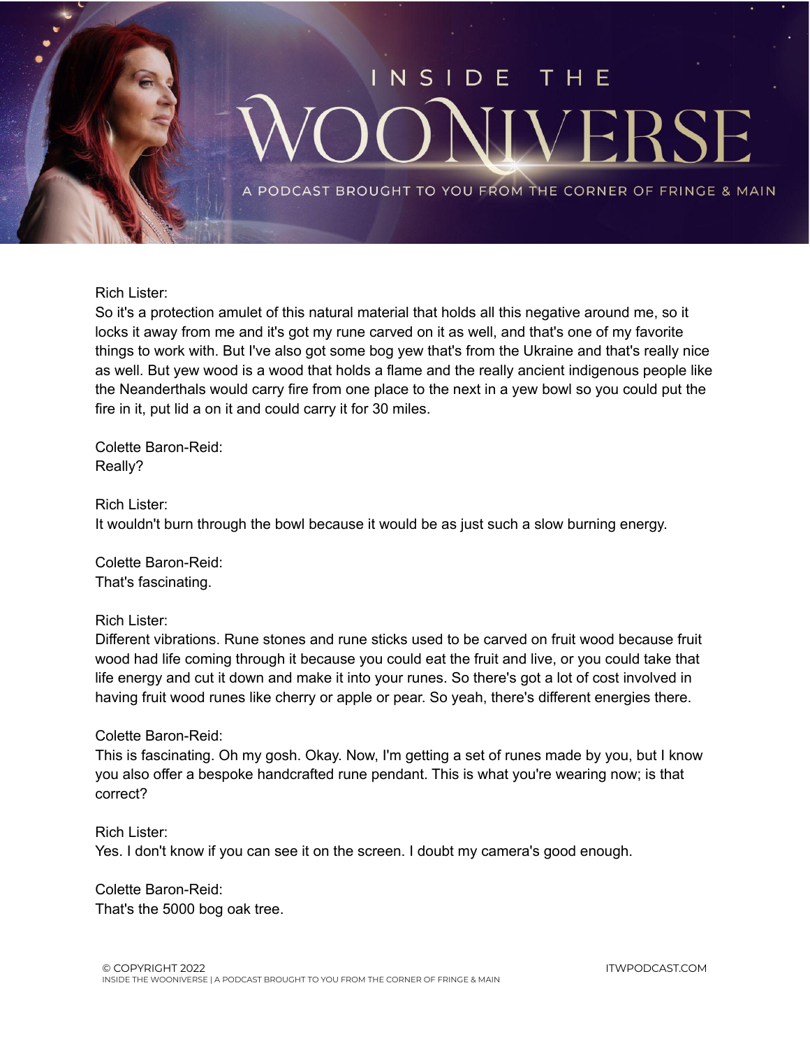Rich Lister:
So it's a protection amulet of this natural material that holds all this negative around me, so it locks it away from me and it's got my rune carved on it as well, and that's one of my favorite things to work with. But I've also got some bog yew that's from the Ukraine and that's really nice as well. But yew wood is a wood that holds a flame and the really ancient indigenous people like the Neanderthals would carry fire from one place to the next in a yew bowl so you could put the fire in it, put lid a on it and could carry it for 30 miles.

Colette Baron-Reid:
Really?

Rich Lister:
It wouldn't burn through the bowl because it would be as just such a slow burning energy.

Colette Baron-Reid:
That's fascinating.

Rich Lister:
Different vibrations. Rune stones and rune sticks used to be carved on fruit wood because fruit wood had life coming through it because you could eat the fruit and live, or you could take that life energy and cut it down and make it into your runes. So there's got a lot of cost involved in having fruit wood runes like cherry or apple or pear. So yeah, there's different energies there.

Colette Baron-Reid:
This is fascinating. Oh my gosh. Okay. Now, I'm getting a set of runes made by you, but I know you also offer a bespoke handcrafted rune pendant. This is what you're wearing now; is that correct?

Rich Lister:
Yes. I don't know if you can see it on the screen. I doubt my camera's good enough.

Colette Baron-Reid:
That's the 5000 bog oak tree.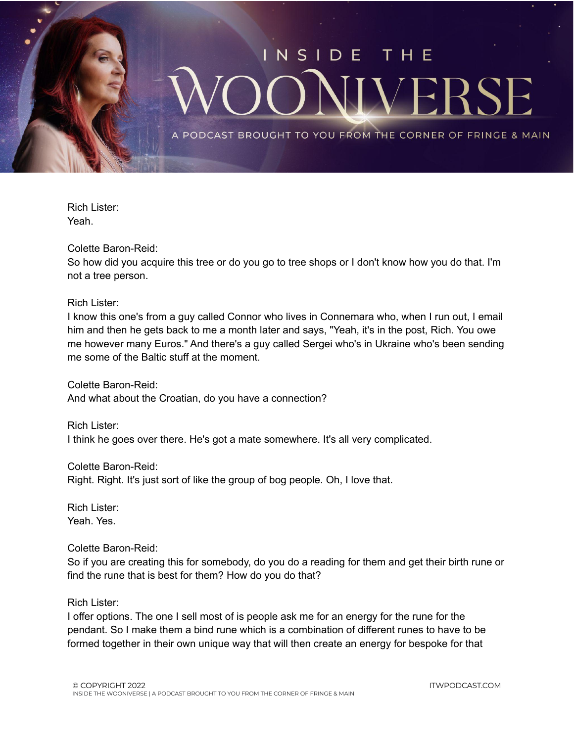Rich Lister:
Yeah.

Colette Baron-Reid:
So how did you acquire this tree or do you go to tree shops or I don't know how you do that. I'm not a tree person.

Rich Lister:
I know this one's from a guy called Connor who lives in Connemara who, when I run out, I email him and then he gets back to me a month later and says, "Yeah, it's in the post, Rich. You owe me however many Euros." And there's a guy called Sergei who's in Ukraine who's been sending me some of the Baltic stuff at the moment.

Colette Baron-Reid:
And what about the Croatian, do you have a connection?

Rich Lister:
I think he goes over there. He's got a mate somewhere. It's all very complicated.

Colette Baron-Reid:
Right. Right. It's just sort of like the group of bog people. Oh, I love that.

Rich Lister:
Yeah. Yes.

Colette Baron-Reid:
So if you are creating this for somebody, do you do a reading for them and get their birth rune or find the rune that is best for them? How do you do that?

Rich Lister:
I offer options. The one I sell most of is people ask me for an energy for the rune for the pendant. So I make them a bind rune which is a combination of different runes to have to be formed together in their own unique way that will then create an energy for bespoke for that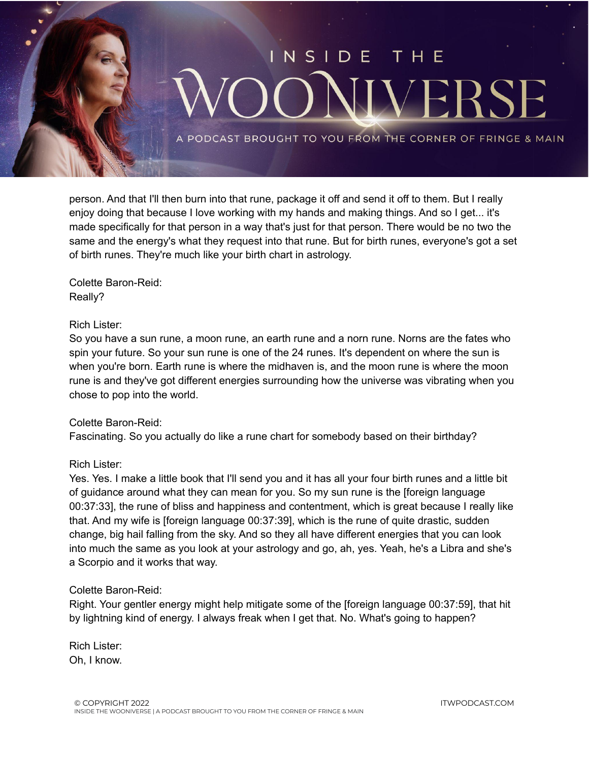person. And that I'll then burn into that rune, package it off and send it off to them. But I really enjoy doing that because I love working with my hands and making things. And so I get... it's made specifically for that person in a way that's just for that person. There would be no two the same and the energy's what they request into that rune. But for birth runes, everyone's got a set of birth runes. They're much like your birth chart in astrology.

Colette Baron-Reid:
Really?

Rich Lister:
So you have a sun rune, a moon rune, an earth rune and a norn rune. Norns are the fates who spin your future. So your sun rune is one of the 24 runes. It's dependent on where the sun is when you're born. Earth rune is where the midhaven is, and the moon rune is where the moon rune is and they've got different energies surrounding how the universe was vibrating when you chose to pop into the world.

Colette Baron-Reid:
Fascinating. So you actually do like a rune chart for somebody based on their birthday?

Rich Lister:
Yes. Yes. I make a little book that I'll send you and it has all your four birth runes and a little bit of guidance around what they can mean for you. So my sun rune is the [foreign language 00:37:33], the rune of bliss and happiness and contentment, which is great because I really like that. And my wife is [foreign language 00:37:39], which is the rune of quite drastic, sudden change, big hail falling from the sky. And so they all have different energies that you can look into much the same as you look at your astrology and go, ah, yes. Yeah, he's a Libra and she's a Scorpio and it works that way.

Colette Baron-Reid:
Right. Your gentler energy might help mitigate some of the [foreign language 00:37:59], that hit by lightning kind of energy. I always freak when I get that. No. What's going to happen?

Rich Lister:
Oh, I know.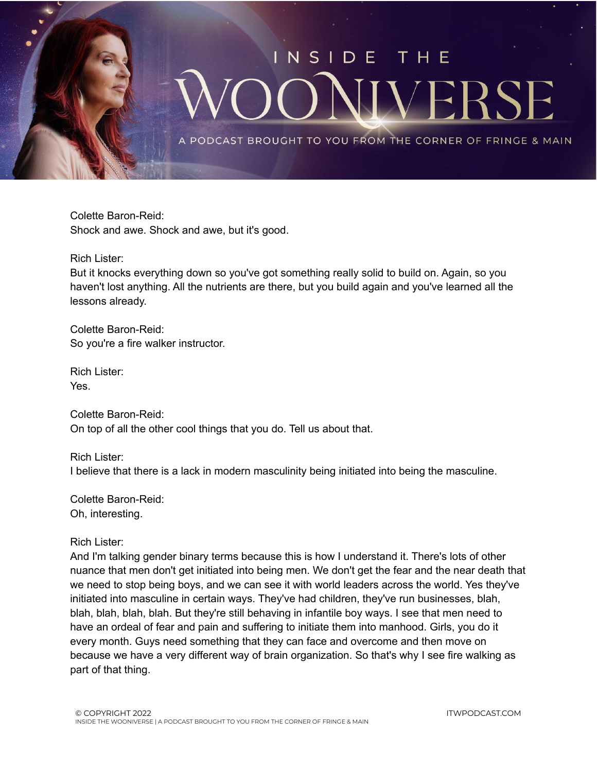Colette Baron-Reid:
Shock and awe. Shock and awe, but it's good.

Rich Lister:
But it knocks everything down so you've got something really solid to build on. Again, so you haven't lost anything. All the nutrients are there, but you build again and you've learned all the lessons already.

Colette Baron-Reid:
So you're a fire walker instructor.

Rich Lister:
Yes.

Colette Baron-Reid:
On top of all the other cool things that you do. Tell us about that.

Rich Lister:
I believe that there is a lack in modern masculinity being initiated into being the masculine.

Colette Baron-Reid:
Oh, interesting.

Rich Lister:
And I'm talking gender binary terms because this is how I understand it. There's lots of other nuance that men don't get initiated into being men. We don't get the fear and the near death that we need to stop being boys, and we can see it with world leaders across the world. Yes they've initiated into masculine in certain ways. They've had children, they've run businesses, blah, blah, blah, blah, blah. But they're still behaving in infantile boy ways. I see that men need to have an ordeal of fear and pain and suffering to initiate them into manhood. Girls, you do it every month. Guys need something that they can face and overcome and then move on because we have a very different way of brain organization. So that's why I see fire walking as part of that thing.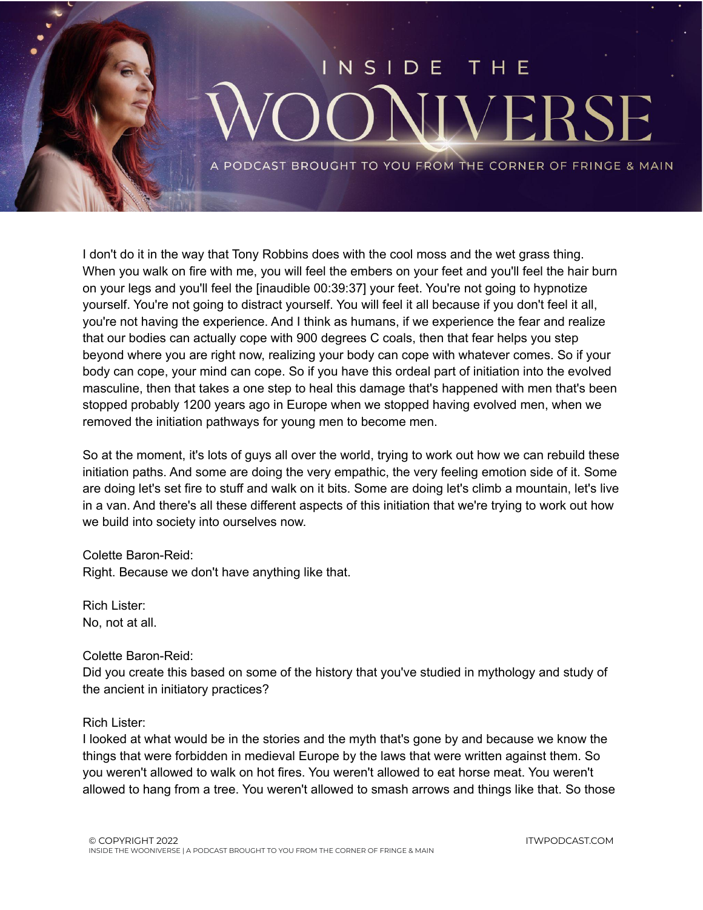I don't do it in the way that Tony Robbins does with the cool moss and the wet grass thing. When you walk on fire with me, you will feel the embers on your feet and you'll feel the hair burn on your legs and you'll feel the [inaudible 00:39:37] your feet. You're not going to hypnotize yourself. You're not going to distract yourself. You will feel it all because if you don't feel it all, you're not having the experience. And I think as humans, if we experience the fear and realize that our bodies can actually cope with 900 degrees C coals, then that fear helps you step beyond where you are right now, realizing your body can cope with whatever comes. So if your body can cope, your mind can cope. So if you have this ordeal part of initiation into the evolved masculine, then that takes a one step to heal this damage that's happened with men that's been stopped probably 1200 years ago in Europe when we stopped having evolved men, when we removed the initiation pathways for young men to become men.

So at the moment, it's lots of guys all over the world, trying to work out how we can rebuild these initiation paths. And some are doing the very empathic, the very feeling emotion side of it. Some are doing let's set fire to stuff and walk on it bits. Some are doing let's climb a mountain, let's live in a van. And there's all these different aspects of this initiation that we're trying to work out how we build into society into ourselves now.

Colette Baron-Reid:
Right. Because we don't have anything like that.

Rich Lister:
No, not at all.

Colette Baron-Reid:
Did you create this based on some of the history that you've studied in mythology and study of the ancient in initiatory practices?

Rich Lister:
I looked at what would be in the stories and the myth that's gone by and because we know the things that were forbidden in medieval Europe by the laws that were written against them. So you weren't allowed to walk on hot fires. You weren't allowed to eat horse meat. You weren't allowed to hang from a tree. You weren't allowed to smash arrows and things like that. So those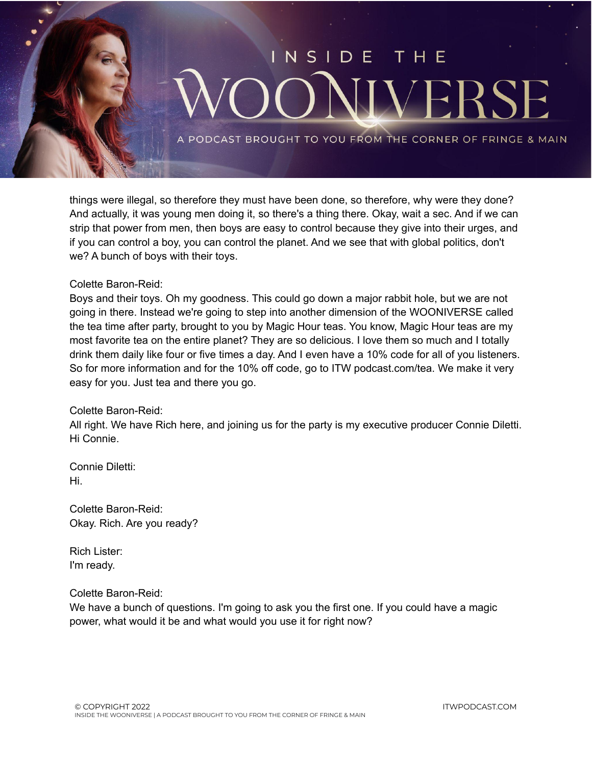things were illegal, so therefore they must have been done, so therefore, why were they done? And actually, it was young men doing it, so there's a thing there. Okay, wait a sec. And if we can strip that power from men, then boys are easy to control because they give into their urges, and if you can control a boy, you can control the planet. And we see that with global politics, don't we? A bunch of boys with their toys.

Colette Baron-Reid:
Boys and their toys. Oh my goodness. This could go down a major rabbit hole, but we are not going in there. Instead we're going to step into another dimension of the WOONIVERSE called the tea time after party, brought to you by Magic Hour teas. You know, Magic Hour teas are my most favorite tea on the entire planet? They are so delicious. I love them so much and I totally drink them daily like four or five times a day. And I even have a 10% code for all of you listeners. So for more information and for the 10% off code, go to ITW podcast.com/tea. We make it very easy for you. Just tea and there you go.

Colette Baron-Reid:
All right. We have Rich here, and joining us for the party is my executive producer Connie Diletti. Hi Connie.

Connie Diletti:
Hi.

Colette Baron-Reid:
Okay. Rich. Are you ready?

Rich Lister:
I'm ready.

Colette Baron-Reid:
We have a bunch of questions. I'm going to ask you the first one. If you could have a magic power, what would it be and what would you use it for right now?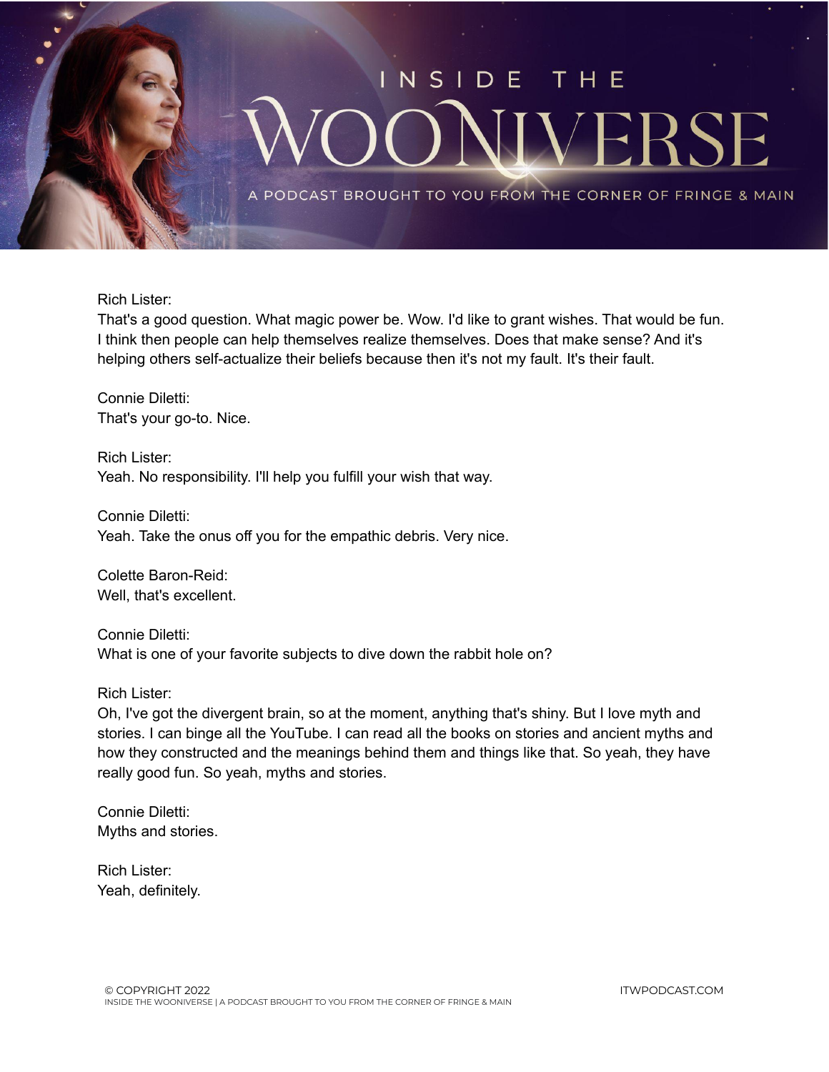Rich Lister:
That's a good question. What magic power be. Wow. I'd like to grant wishes. That would be fun. I think then people can help themselves realize themselves. Does that make sense? And it's helping others self-actualize their beliefs because then it's not my fault. It's their fault.

Connie Diletti:
That's your go-to. Nice.

Rich Lister:
Yeah. No responsibility. I'll help you fulfill your wish that way.

Connie Diletti:
Yeah. Take the onus off you for the empathic debris. Very nice.

Colette Baron-Reid:
Well, that's excellent.

Connie Diletti:
What is one of your favorite subjects to dive down the rabbit hole on?

Rich Lister:
Oh, I've got the divergent brain, so at the moment, anything that's shiny. But I love myth and stories. I can binge all the YouTube. I can read all the books on stories and ancient myths and how they constructed and the meanings behind them and things like that. So yeah, they have really good fun. So yeah, myths and stories.

Connie Diletti:
Myths and stories.

Rich Lister:
Yeah, definitely.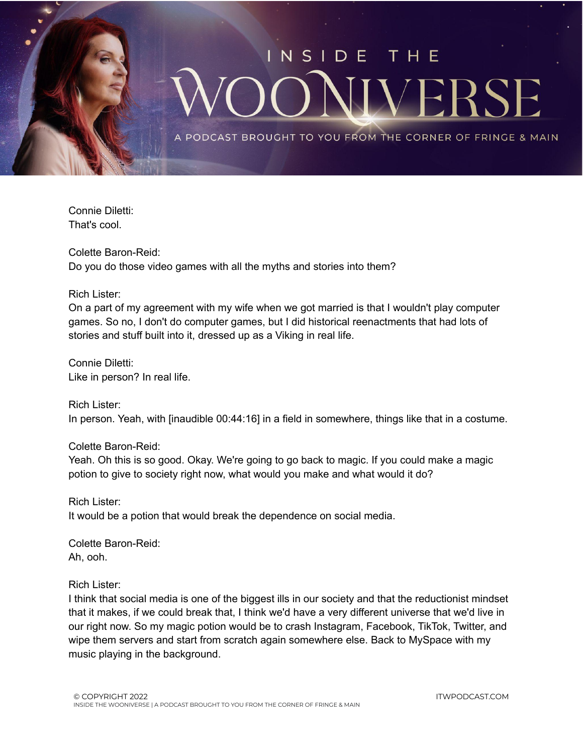Connie Diletti:
That's cool.

Colette Baron-Reid:
Do you do those video games with all the myths and stories into them?

Rich Lister:
On a part of my agreement with my wife when we got married is that I wouldn't play computer games. So no, I don't do computer games, but I did historical reenactments that had lots of stories and stuff built into it, dressed up as a Viking in real life.

Connie Diletti:
Like in person? In real life.

Rich Lister:
In person. Yeah, with [inaudible 00:44:16] in a field in somewhere, things like that in a costume.

Colette Baron-Reid:
Yeah. Oh this is so good. Okay. We're going to go back to magic. If you could make a magic potion to give to society right now, what would you make and what would it do?

Rich Lister:
It would be a potion that would break the dependence on social media.

Colette Baron-Reid:
Ah, ooh.

Rich Lister:
I think that social media is one of the biggest ills in our society and that the reductionist mindset that it makes, if we could break that, I think we'd have a very different universe that we'd live in our right now. So my magic potion would be to crash Instagram, Facebook, TikTok, Twitter, and wipe them servers and start from scratch again somewhere else. Back to MySpace with my music playing in the background.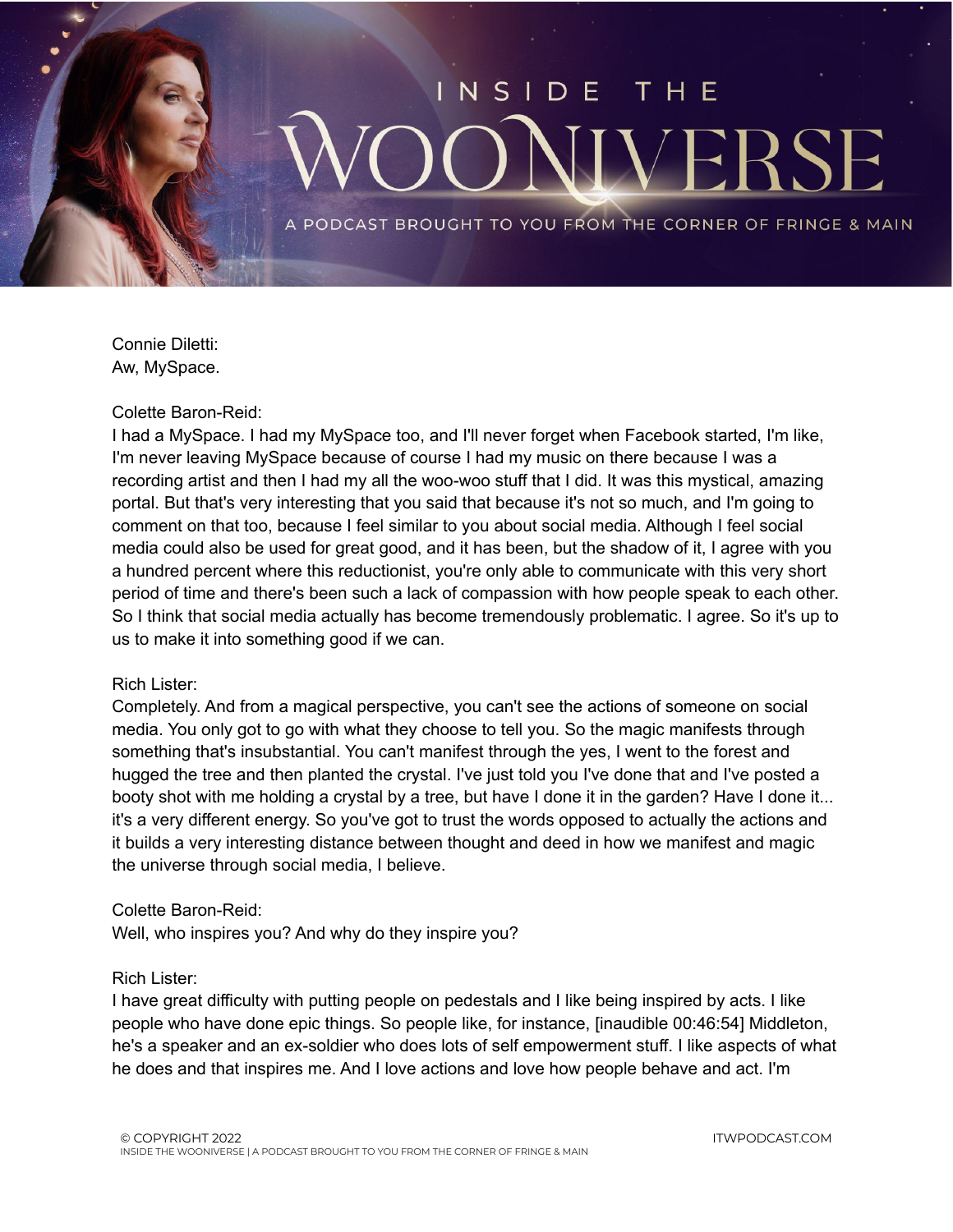Connie Diletti:
Aw, MySpace.

Colette Baron-Reid:
I had a MySpace. I had my MySpace too, and I'll never forget when Facebook started, I'm like, I'm never leaving MySpace because of course I had my music on there because I was a recording artist and then I had my all the woo-woo stuff that I did. It was this mystical, amazing portal. But that's very interesting that you said that because it's not so much, and I'm going to comment on that too, because I feel similar to you about social media. Although I feel social media could also be used for great good, and it has been, but the shadow of it, I agree with you a hundred percent where this reductionist, you're only able to communicate with this very short period of time and there's been such a lack of compassion with how people speak to each other. So I think that social media actually has become tremendously problematic. I agree. So it's up to us to make it into something good if we can.

Rich Lister:
Completely. And from a magical perspective, you can't see the actions of someone on social media. You only got to go with what they choose to tell you. So the magic manifests through something that's insubstantial. You can't manifest through the yes, I went to the forest and hugged the tree and then planted the crystal. I've just told you I've done that and I've posted a booty shot with me holding a crystal by a tree, but have I done it in the garden? Have I done it... it's a very different energy. So you've got to trust the words opposed to actually the actions and it builds a very interesting distance between thought and deed in how we manifest and magic the universe through social media, I believe.

Colette Baron-Reid:
Well, who inspires you? And why do they inspire you?

Rich Lister:
I have great difficulty with putting people on pedestals and I like being inspired by acts. I like people who have done epic things. So people like, for instance, [inaudible 00:46:54] Middleton, he's a speaker and an ex-soldier who does lots of self empowerment stuff. I like aspects of what he does and that inspires me. And I love actions and love how people behave and act. I'm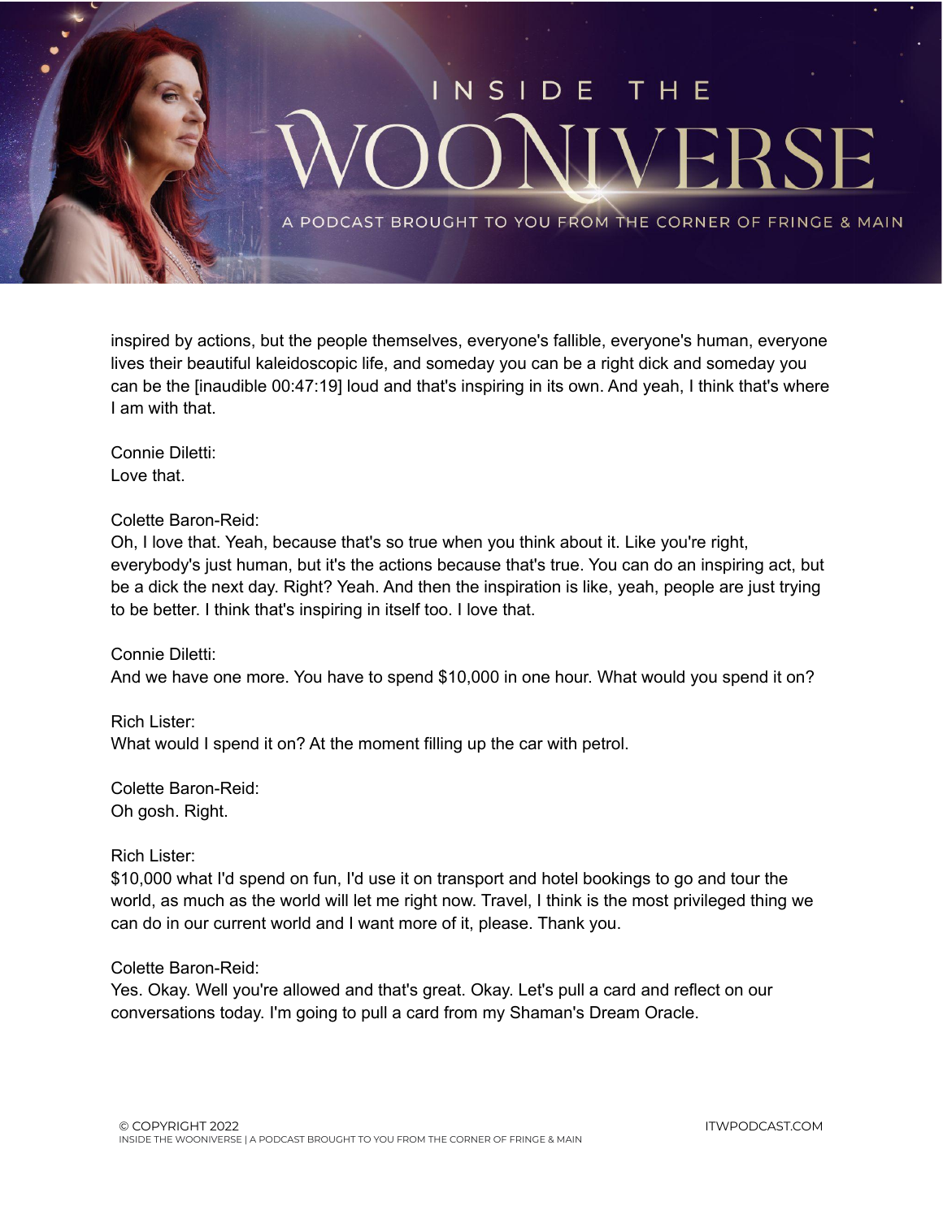inspired by actions, but the people themselves, everyone's fallible, everyone's human, everyone lives their beautiful kaleidoscopic life, and someday you can be a right dick and someday you can be the [inaudible 00:47:19] loud and that's inspiring in its own. And yeah, I think that's where I am with that.

Connie Diletti:
Love that.

Colette Baron-Reid:
Oh, I love that. Yeah, because that's so true when you think about it. Like you're right, everybody's just human, but it's the actions because that's true. You can do an inspiring act, but be a dick the next day. Right? Yeah. And then the inspiration is like, yeah, people are just trying to be better. I think that's inspiring in itself too. I love that.

Connie Diletti:
And we have one more. You have to spend $10,000 in one hour. What would you spend it on?

Rich Lister:
What would I spend it on? At the moment filling up the car with petrol.

Colette Baron-Reid:
Oh gosh. Right.

Rich Lister:
$10,000 what I'd spend on fun, I'd use it on transport and hotel bookings to go and tour the world, as much as the world will let me right now. Travel, I think is the most privileged thing we can do in our current world and I want more of it, please. Thank you.

Colette Baron-Reid:
Yes. Okay. Well you're allowed and that's great. Okay. Let's pull a card and reflect on our conversations today. I'm going to pull a card from my Shaman's Dream Oracle.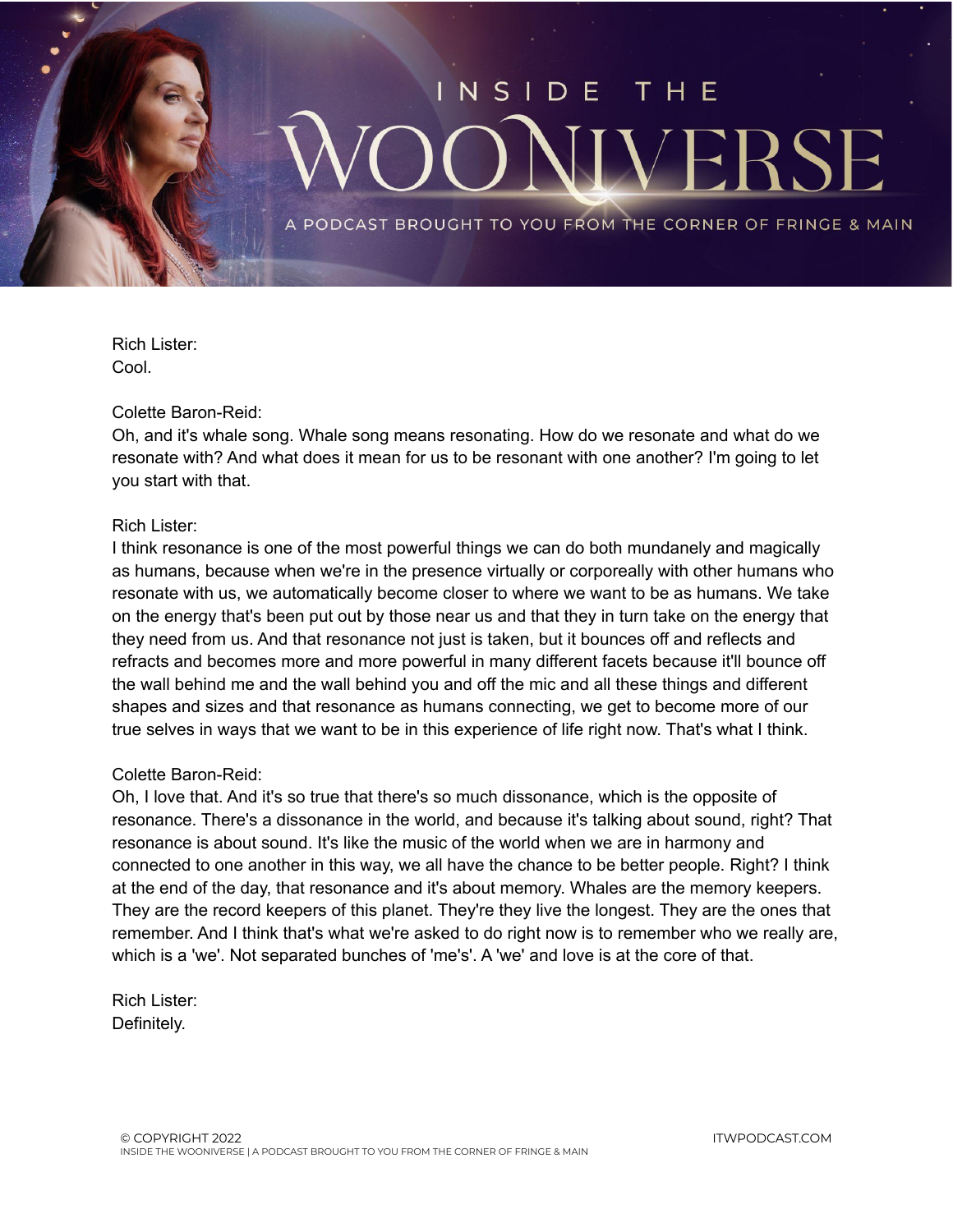Rich Lister:
Cool.

Colette Baron-Reid:
Oh, and it's whale song. Whale song means resonating. How do we resonate and what do we resonate with? And what does it mean for us to be resonant with one another? I'm going to let you start with that.

Rich Lister:
I think resonance is one of the most powerful things we can do both mundanely and magically as humans, because when we're in the presence virtually or corporeally with other humans who resonate with us, we automatically become closer to where we want to be as humans. We take on the energy that's been put out by those near us and that they in turn take on the energy that they need from us. And that resonance not just is taken, but it bounces off and reflects and refracts and becomes more and more powerful in many different facets because it'll bounce off the wall behind me and the wall behind you and off the mic and all these things and different shapes and sizes and that resonance as humans connecting, we get to become more of our true selves in ways that we want to be in this experience of life right now. That's what I think.

Colette Baron-Reid:
Oh, I love that. And it's so true that there's so much dissonance, which is the opposite of resonance. There's a dissonance in the world, and because it's talking about sound, right? That resonance is about sound. It's like the music of the world when we are in harmony and connected to one another in this way, we all have the chance to be better people. Right? I think at the end of the day, that resonance and it's about memory. Whales are the memory keepers. They are the record keepers of this planet. They're they live the longest. They are the ones that remember. And I think that's what we're asked to do right now is to remember who we really are, which is a 'we'. Not separated bunches of 'me's'. A 'we' and love is at the core of that.

Rich Lister:
Definitely.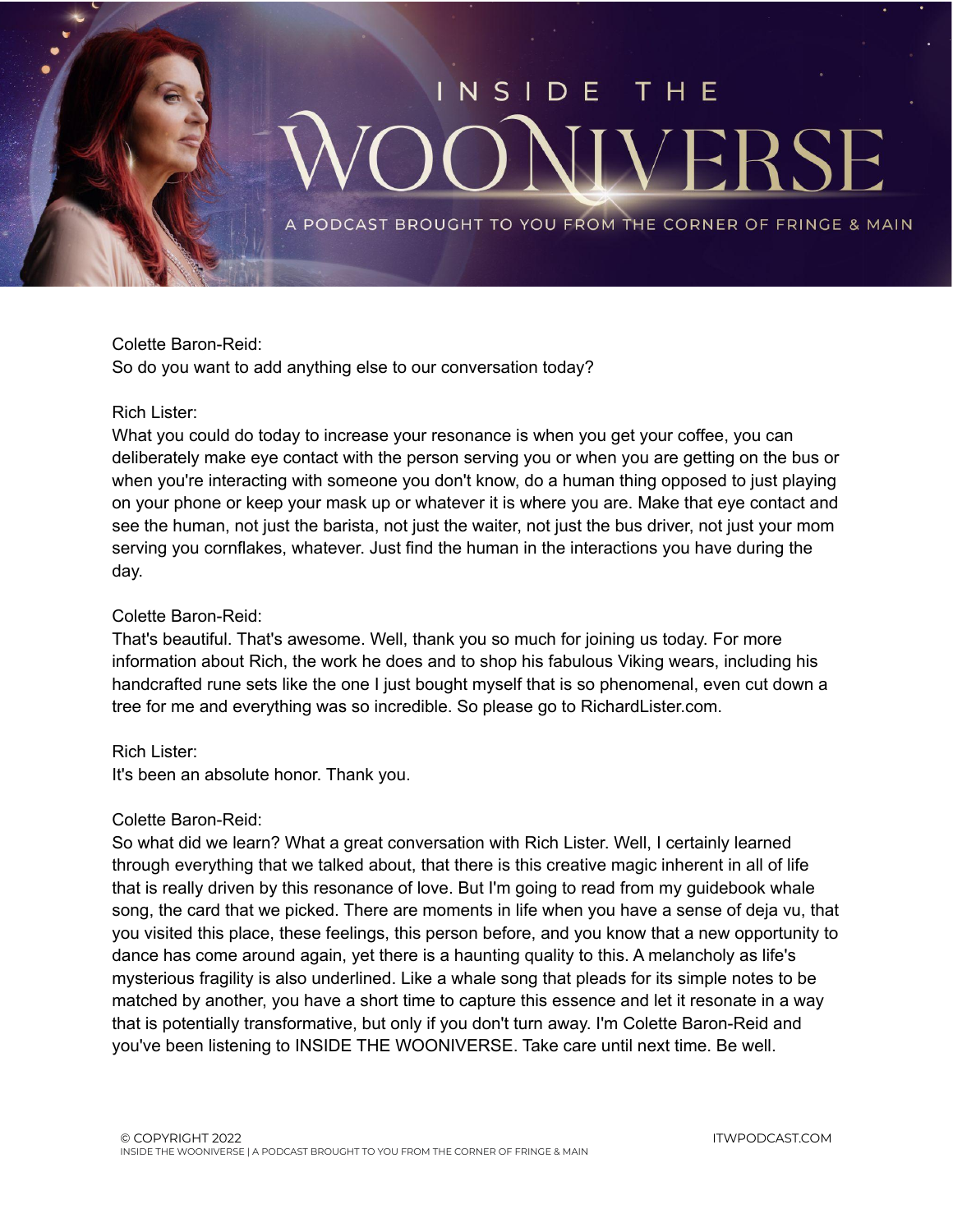Colette Baron-Reid:
So do you want to add anything else to our conversation today?

Rich Lister:
What you could do today to increase your resonance is when you get your coffee, you can deliberately make eye contact with the person serving you or when you are getting on the bus or when you're interacting with someone you don't know, do a human thing opposed to just playing on your phone or keep your mask up or whatever it is where you are. Make that eye contact and see the human, not just the barista, not just the waiter, not just the bus driver, not just your mom serving you cornflakes, whatever. Just find the human in the interactions you have during the day.

Colette Baron-Reid:
That's beautiful. That's awesome. Well, thank you so much for joining us today. For more information about Rich, the work he does and to shop his fabulous Viking wears, including his handcrafted rune sets like the one I just bought myself that is so phenomenal, even cut down a tree for me and everything was so incredible. So please go to RichardLister.com.

Rich Lister:
It's been an absolute honor. Thank you.

Colette Baron-Reid:
So what did we learn? What a great conversation with Rich Lister. Well, I certainly learned through everything that we talked about, that there is this creative magic inherent in all of life that is really driven by this resonance of love. But I'm going to read from my guidebook whale song, the card that we picked. There are moments in life when you have a sense of deja vu, that you visited this place, these feelings, this person before, and you know that a new opportunity to dance has come around again, yet there is a haunting quality to this. A melancholy as life's mysterious fragility is also underlined. Like a whale song that pleads for its simple notes to be matched by another, you have a short time to capture this essence and let it resonate in a way that is potentially transformative, but only if you don't turn away. I'm Colette Baron-Reid and you've been listening to INSIDE THE WOONIVERSE. Take care until next time. Be well.